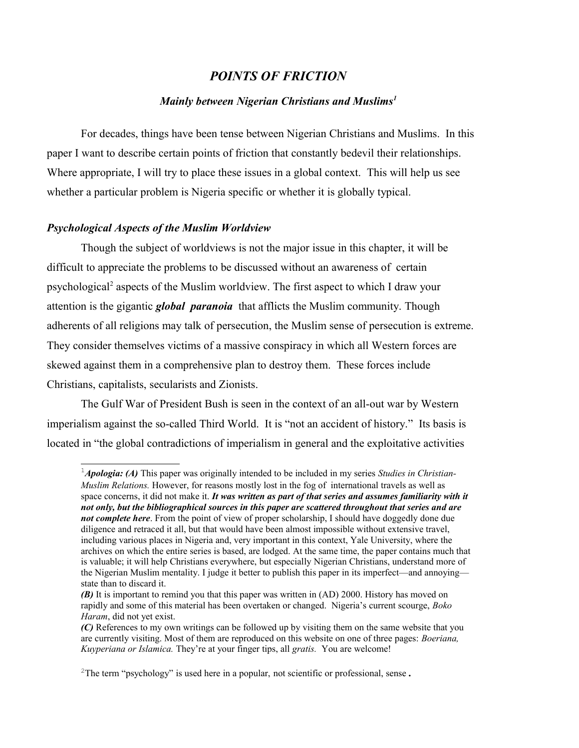# *POINTS OF FRICTION*

## *Mainly between Nigerian Christians and Muslims*[1]

For decades, things have been tense between Nigerian Christians and Muslims. In this paper I want to describe certain points of friction that constantly bedevil their relationships. Where appropriate, I will try to place these issues in a global context. This will help us see whether a particular problem is Nigeria specific or whether it is globally typical.

### *Psychological Aspects of the Muslim Worldview*

Though the subject of worldviews is not the major issue in this chapter, it will be difficult to appreciate the problems to be discussed without an awareness of certain psychological[2] aspects of the Muslim worldview. The first aspect to which I draw your attention is the gigantic ***global paranoia*** that afflicts the Muslim community. Though adherents of all religions may talk of persecution, the Muslim sense of persecution is extreme. They consider themselves victims of a massive conspiracy in which all Western forces are skewed against them in a comprehensive plan to destroy them. These forces include Christians, capitalists, secularists and Zionists.

The Gulf War of President Bush is seen in the context of an all-out war by Western imperialism against the so-called Third World. It is "not an accident of history." Its basis is located in "the global contradictions of imperialism in general and the exploitative activities

---

[1] ***Apologia: (A)*** This paper was originally intended to be included in my series *Studies in Christian-Muslim Relations.* However, for reasons mostly lost in the fog of international travels as well as space concerns, it did not make it. ***It was written as part of that series and assumes familiarity with it not only, but the bibliographical sources in this paper are scattered throughout that series and are not complete here***. From the point of view of proper scholarship, I should have doggedly done due diligence and retraced it all, but that would have been almost impossible without extensive travel, including various places in Nigeria and, very important in this context, Yale University, where the archives on which the entire series is based, are lodged. At the same time, the paper contains much that is valuable; it will help Christians everywhere, but especially Nigerian Christians, understand more of the Nigerian Muslim mentality. I judge it better to publish this paper in its imperfect—and annoying—state than to discard it.

***(B)*** It is important to remind you that this paper was written in (AD) 2000. History has moved on rapidly and some of this material has been overtaken or changed. Nigeria's current scourge, *Boko Haram*, did not yet exist.

***(C)*** References to my own writings can be followed up by visiting them on the same website that you are currently visiting. Most of them are reproduced on this website on one of three pages: *Boeriana, Kuyperiana or Islamica.* They're at your finger tips, all *gratis.* You are welcome!

[2] The term "psychology" is used here in a popular, not scientific or professional, sense.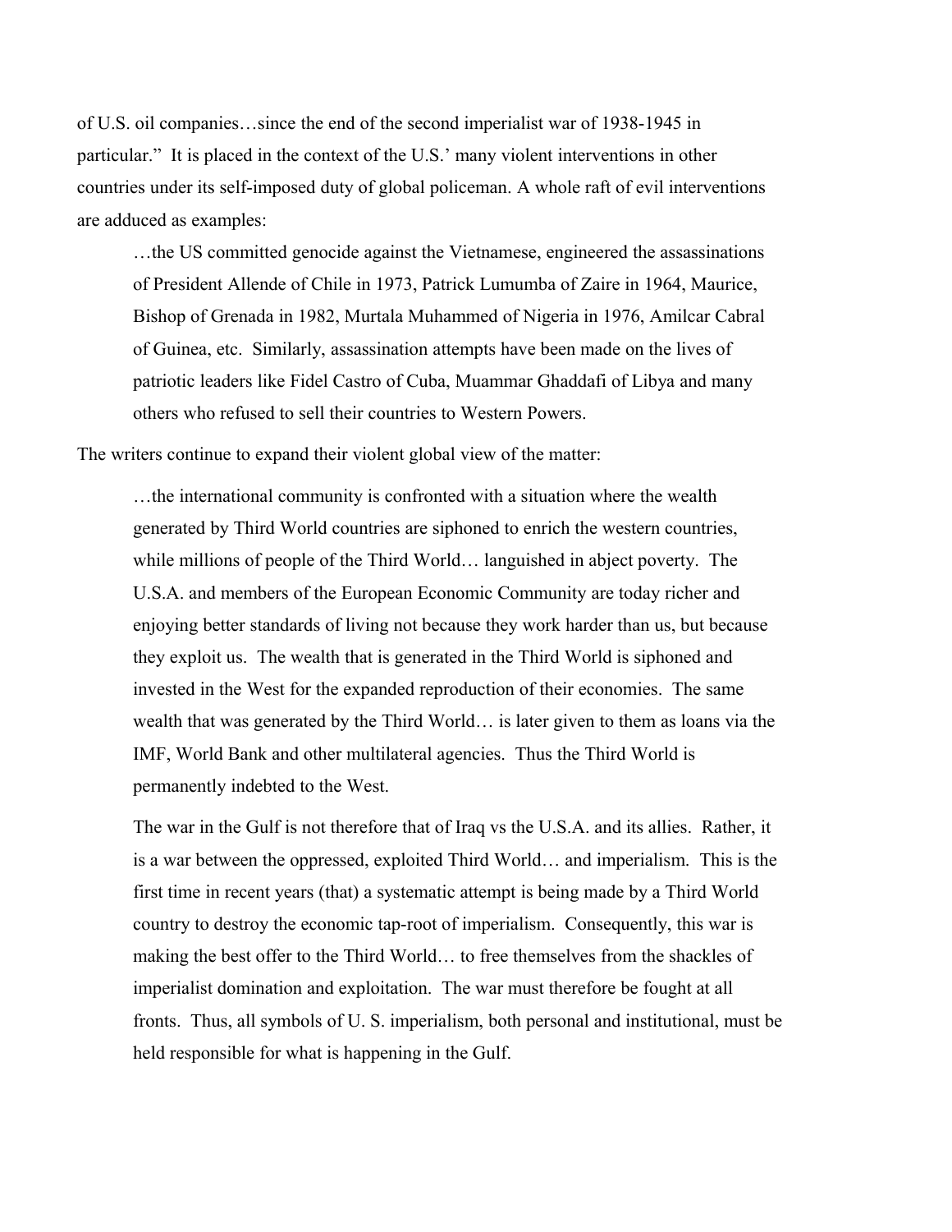of U.S. oil companies…since the end of the second imperialist war of 1938-1945 in particular." It is placed in the context of the U.S.' many violent interventions in other countries under its self-imposed duty of global policeman. A whole raft of evil interventions are adduced as examples:

> …the US committed genocide against the Vietnamese, engineered the assassinations of President Allende of Chile in 1973, Patrick Lumumba of Zaire in 1964, Maurice, Bishop of Grenada in 1982, Murtala Muhammed of Nigeria in 1976, Amilcar Cabral of Guinea, etc. Similarly, assassination attempts have been made on the lives of patriotic leaders like Fidel Castro of Cuba, Muammar Ghaddafi of Libya and many others who refused to sell their countries to Western Powers.

The writers continue to expand their violent global view of the matter:

> …the international community is confronted with a situation where the wealth generated by Third World countries are siphoned to enrich the western countries, while millions of people of the Third World… languished in abject poverty. The U.S.A. and members of the European Economic Community are today richer and enjoying better standards of living not because they work harder than us, but because they exploit us. The wealth that is generated in the Third World is siphoned and invested in the West for the expanded reproduction of their economies. The same wealth that was generated by the Third World… is later given to them as loans via the IMF, World Bank and other multilateral agencies. Thus the Third World is permanently indebted to the West.
>
> The war in the Gulf is not therefore that of Iraq vs the U.S.A. and its allies. Rather, it is a war between the oppressed, exploited Third World… and imperialism. This is the first time in recent years (that) a systematic attempt is being made by a Third World country to destroy the economic tap-root of imperialism. Consequently, this war is making the best offer to the Third World… to free themselves from the shackles of imperialist domination and exploitation. The war must therefore be fought at all fronts. Thus, all symbols of U. S. imperialism, both personal and institutional, must be held responsible for what is happening in the Gulf.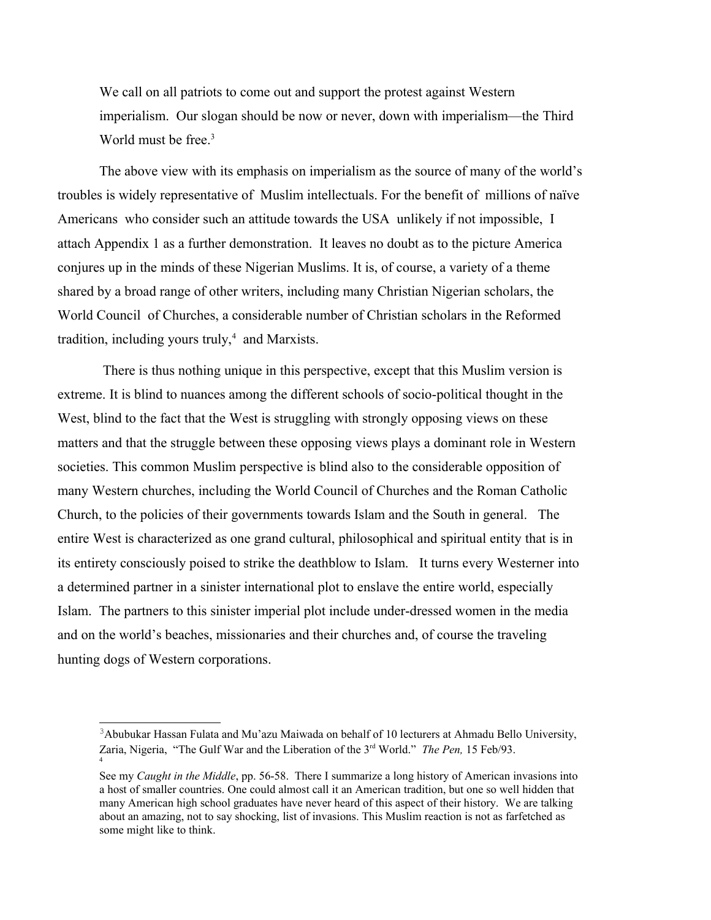> We call on all patriots to come out and support the protest against Western imperialism. Our slogan should be now or never, down with imperialism—the Third World must be free.[3]

The above view with its emphasis on imperialism as the source of many of the world's troubles is widely representative of Muslim intellectuals. For the benefit of millions of naïve Americans who consider such an attitude towards the USA unlikely if not impossible, I attach Appendix 1 as a further demonstration. It leaves no doubt as to the picture America conjures up in the minds of these Nigerian Muslims. It is, of course, a variety of a theme shared by a broad range of other writers, including many Christian Nigerian scholars, the World Council of Churches, a considerable number of Christian scholars in the Reformed tradition, including yours truly,[4] and Marxists.

There is thus nothing unique in this perspective, except that this Muslim version is extreme. It is blind to nuances among the different schools of socio-political thought in the West, blind to the fact that the West is struggling with strongly opposing views on these matters and that the struggle between these opposing views plays a dominant role in Western societies. This common Muslim perspective is blind also to the considerable opposition of many Western churches, including the World Council of Churches and the Roman Catholic Church, to the policies of their governments towards Islam and the South in general. The entire West is characterized as one grand cultural, philosophical and spiritual entity that is in its entirety consciously poised to strike the deathblow to Islam. It turns every Westerner into a determined partner in a sinister international plot to enslave the entire world, especially Islam. The partners to this sinister imperial plot include under-dressed women in the media and on the world's beaches, missionaries and their churches and, of course the traveling hunting dogs of Western corporations.

---

[3] Abubukar Hassan Fulata and Mu'azu Maiwada on behalf of 10 lecturers at Ahmadu Bello University, Zaria, Nigeria, "The Gulf War and the Liberation of the 3rd World." *The Pen,* 15 Feb/93.

[4] See my *Caught in the Middle*, pp. 56-58. There I summarize a long history of American invasions into a host of smaller countries. One could almost call it an American tradition, but one so well hidden that many American high school graduates have never heard of this aspect of their history. We are talking about an amazing, not to say shocking, list of invasions. This Muslim reaction is not as farfetched as some might like to think.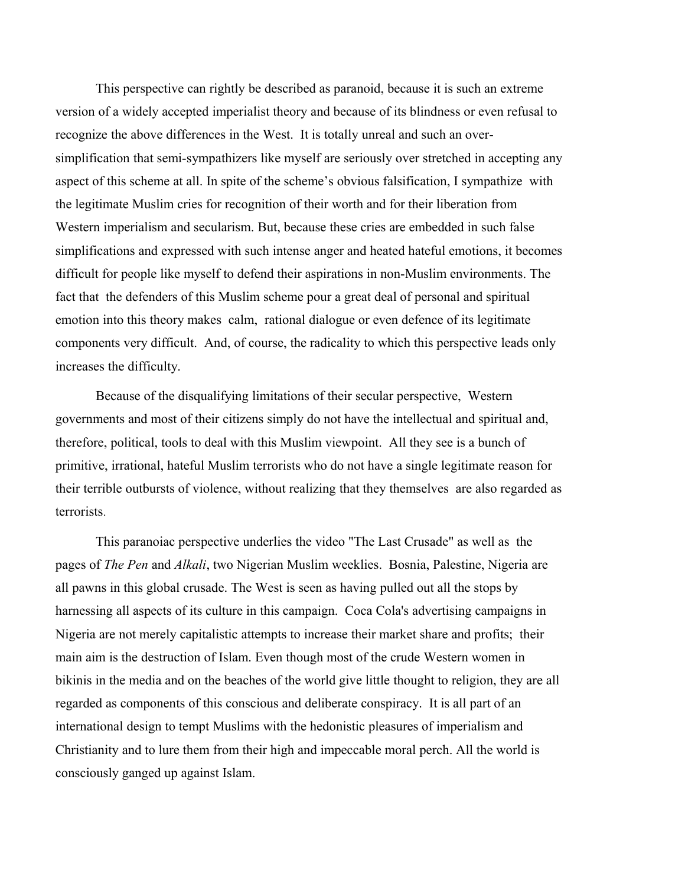This perspective can rightly be described as paranoid, because it is such an extreme version of a widely accepted imperialist theory and because of its blindness or even refusal to recognize the above differences in the West. It is totally unreal and such an over-simplification that semi-sympathizers like myself are seriously over stretched in accepting any aspect of this scheme at all. In spite of the scheme's obvious falsification, I sympathize with the legitimate Muslim cries for recognition of their worth and for their liberation from Western imperialism and secularism. But, because these cries are embedded in such false simplifications and expressed with such intense anger and heated hateful emotions, it becomes difficult for people like myself to defend their aspirations in non-Muslim environments. The fact that the defenders of this Muslim scheme pour a great deal of personal and spiritual emotion into this theory makes calm, rational dialogue or even defence of its legitimate components very difficult. And, of course, the radicality to which this perspective leads only increases the difficulty.

Because of the disqualifying limitations of their secular perspective, Western governments and most of their citizens simply do not have the intellectual and spiritual and, therefore, political, tools to deal with this Muslim viewpoint. All they see is a bunch of primitive, irrational, hateful Muslim terrorists who do not have a single legitimate reason for their terrible outbursts of violence, without realizing that they themselves are also regarded as terrorists.

This paranoiac perspective underlies the video "The Last Crusade" as well as the pages of *The Pen* and *Alkali*, two Nigerian Muslim weeklies. Bosnia, Palestine, Nigeria are all pawns in this global crusade. The West is seen as having pulled out all the stops by harnessing all aspects of its culture in this campaign. Coca Cola's advertising campaigns in Nigeria are not merely capitalistic attempts to increase their market share and profits; their main aim is the destruction of Islam. Even though most of the crude Western women in bikinis in the media and on the beaches of the world give little thought to religion, they are all regarded as components of this conscious and deliberate conspiracy. It is all part of an international design to tempt Muslims with the hedonistic pleasures of imperialism and Christianity and to lure them from their high and impeccable moral perch. All the world is consciously ganged up against Islam.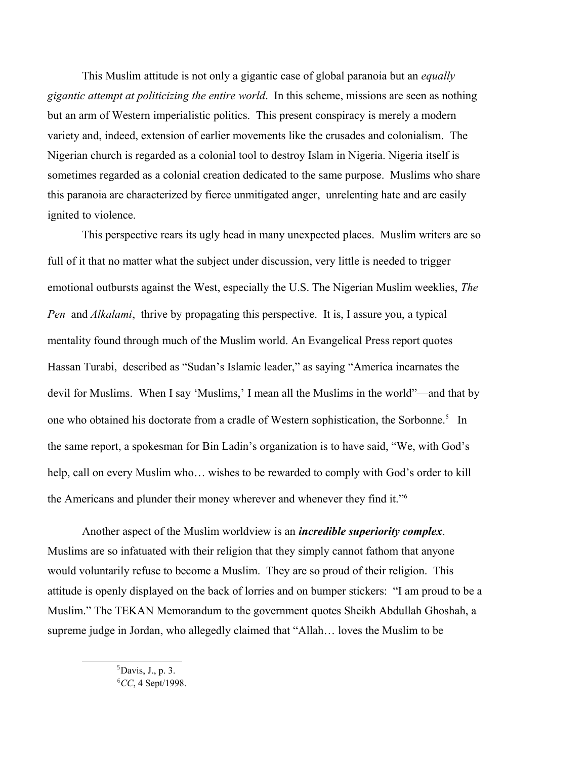This Muslim attitude is not only a gigantic case of global paranoia but an *equally gigantic attempt at politicizing the entire world*. In this scheme, missions are seen as nothing but an arm of Western imperialistic politics. This present conspiracy is merely a modern variety and, indeed, extension of earlier movements like the crusades and colonialism. The Nigerian church is regarded as a colonial tool to destroy Islam in Nigeria. Nigeria itself is sometimes regarded as a colonial creation dedicated to the same purpose. Muslims who share this paranoia are characterized by fierce unmitigated anger, unrelenting hate and are easily ignited to violence.

This perspective rears its ugly head in many unexpected places. Muslim writers are so full of it that no matter what the subject under discussion, very little is needed to trigger emotional outbursts against the West, especially the U.S. The Nigerian Muslim weeklies, *The Pen* and *Alkalami*, thrive by propagating this perspective. It is, I assure you, a typical mentality found through much of the Muslim world. An Evangelical Press report quotes Hassan Turabi, described as "Sudan's Islamic leader," as saying "America incarnates the devil for Muslims. When I say 'Muslims,' I mean all the Muslims in the world"—and that by one who obtained his doctorate from a cradle of Western sophistication, the Sorbonne.[5] In the same report, a spokesman for Bin Ladin's organization is to have said, "We, with God's help, call on every Muslim who… wishes to be rewarded to comply with God's order to kill the Americans and plunder their money wherever and whenever they find it."[6]

Another aspect of the Muslim worldview is an ***incredible superiority complex***. Muslims are so infatuated with their religion that they simply cannot fathom that anyone would voluntarily refuse to become a Muslim. They are so proud of their religion. This attitude is openly displayed on the back of lorries and on bumper stickers: "I am proud to be a Muslim." The TEKAN Memorandum to the government quotes Sheikh Abdullah Ghoshah, a supreme judge in Jordan, who allegedly claimed that "Allah… loves the Muslim to be

---

[5] Davis, J., p. 3.

[6] *CC*, 4 Sept/1998.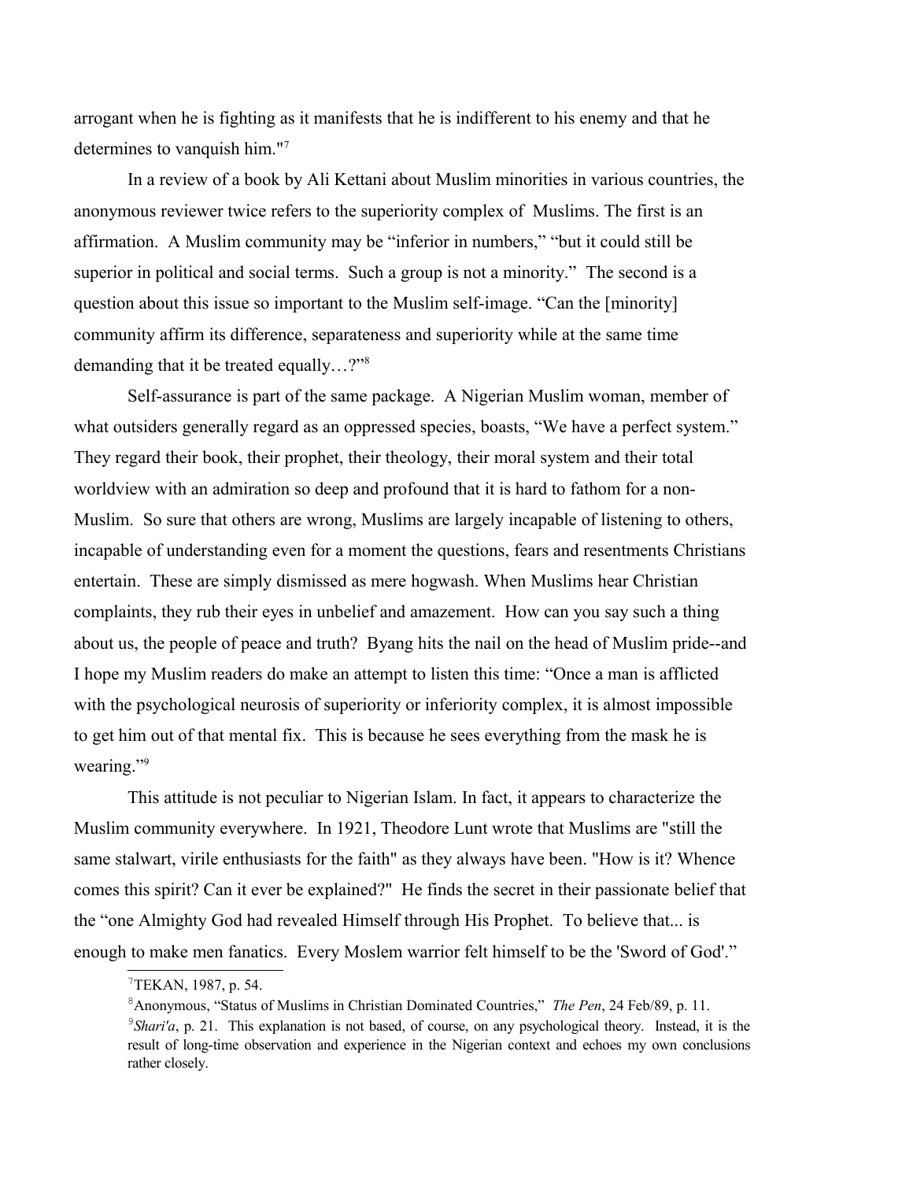arrogant when he is fighting as it manifests that he is indifferent to his enemy and that he determines to vanquish him."[7]

In a review of a book by Ali Kettani about Muslim minorities in various countries, the anonymous reviewer twice refers to the superiority complex of Muslims. The first is an affirmation. A Muslim community may be "inferior in numbers," "but it could still be superior in political and social terms. Such a group is not a minority." The second is a question about this issue so important to the Muslim self-image. "Can the [minority] community affirm its difference, separateness and superiority while at the same time demanding that it be treated equally…?"[8]

Self-assurance is part of the same package. A Nigerian Muslim woman, member of what outsiders generally regard as an oppressed species, boasts, "We have a perfect system." They regard their book, their prophet, their theology, their moral system and their total worldview with an admiration so deep and profound that it is hard to fathom for a non-Muslim. So sure that others are wrong, Muslims are largely incapable of listening to others, incapable of understanding even for a moment the questions, fears and resentments Christians entertain. These are simply dismissed as mere hogwash. When Muslims hear Christian complaints, they rub their eyes in unbelief and amazement. How can you say such a thing about us, the people of peace and truth? Byang hits the nail on the head of Muslim pride--and I hope my Muslim readers do make an attempt to listen this time: "Once a man is afflicted with the psychological neurosis of superiority or inferiority complex, it is almost impossible to get him out of that mental fix. This is because he sees everything from the mask he is wearing."[9]

This attitude is not peculiar to Nigerian Islam. In fact, it appears to characterize the Muslim community everywhere. In 1921, Theodore Lunt wrote that Muslims are "still the same stalwart, virile enthusiasts for the faith" as they always have been. "How is it? Whence comes this spirit? Can it ever be explained?" He finds the secret in their passionate belief that the "one Almighty God had revealed Himself through His Prophet. To believe that... is enough to make men fanatics. Every Moslem warrior felt himself to be the 'Sword of God'."

---

[7]TEKAN, 1987, p. 54.

[8]Anonymous, "Status of Muslims in Christian Dominated Countries," *The Pen*, 24 Feb/89, p. 11.

[9]*Shari'a*, p. 21. This explanation is not based, of course, on any psychological theory. Instead, it is the result of long-time observation and experience in the Nigerian context and echoes my own conclusions rather closely.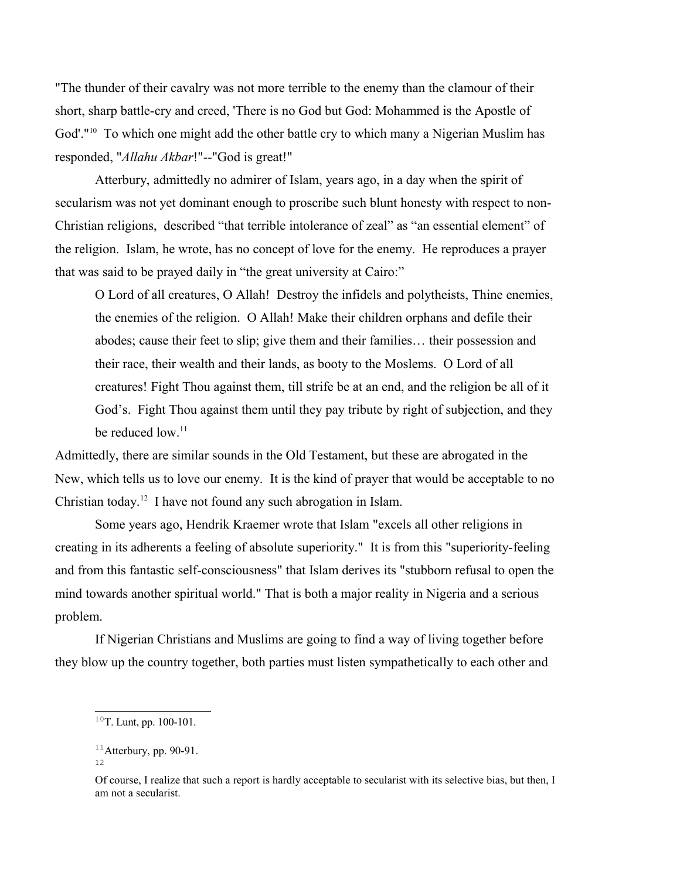"The thunder of their cavalry was not more terrible to the enemy than the clamour of their short, sharp battle-cry and creed, 'There is no God but God: Mohammed is the Apostle of God'."[10] To which one might add the other battle cry to which many a Nigerian Muslim has responded, "*Allahu Akbar*!"--"God is great!"

Atterbury, admittedly no admirer of Islam, years ago, in a day when the spirit of secularism was not yet dominant enough to proscribe such blunt honesty with respect to non-Christian religions, described "that terrible intolerance of zeal" as "an essential element" of the religion. Islam, he wrote, has no concept of love for the enemy. He reproduces a prayer that was said to be prayed daily in "the great university at Cairo:"

> O Lord of all creatures, O Allah! Destroy the infidels and polytheists, Thine enemies, the enemies of the religion. O Allah! Make their children orphans and defile their abodes; cause their feet to slip; give them and their families… their possession and their race, their wealth and their lands, as booty to the Moslems. O Lord of all creatures! Fight Thou against them, till strife be at an end, and the religion be all of it God's. Fight Thou against them until they pay tribute by right of subjection, and they be reduced low.[11]

Admittedly, there are similar sounds in the Old Testament, but these are abrogated in the New, which tells us to love our enemy. It is the kind of prayer that would be acceptable to no Christian today.[12] I have not found any such abrogation in Islam.

Some years ago, Hendrik Kraemer wrote that Islam "excels all other religions in creating in its adherents a feeling of absolute superiority." It is from this "superiority-feeling and from this fantastic self-consciousness" that Islam derives its "stubborn refusal to open the mind towards another spiritual world." That is both a major reality in Nigeria and a serious problem.

If Nigerian Christians and Muslims are going to find a way of living together before they blow up the country together, both parties must listen sympathetically to each other and

---

[10] T. Lunt, pp. 100-101.

[11] Atterbury, pp. 90-91.

[12] Of course, I realize that such a report is hardly acceptable to secularist with its selective bias, but then, I am not a secularist.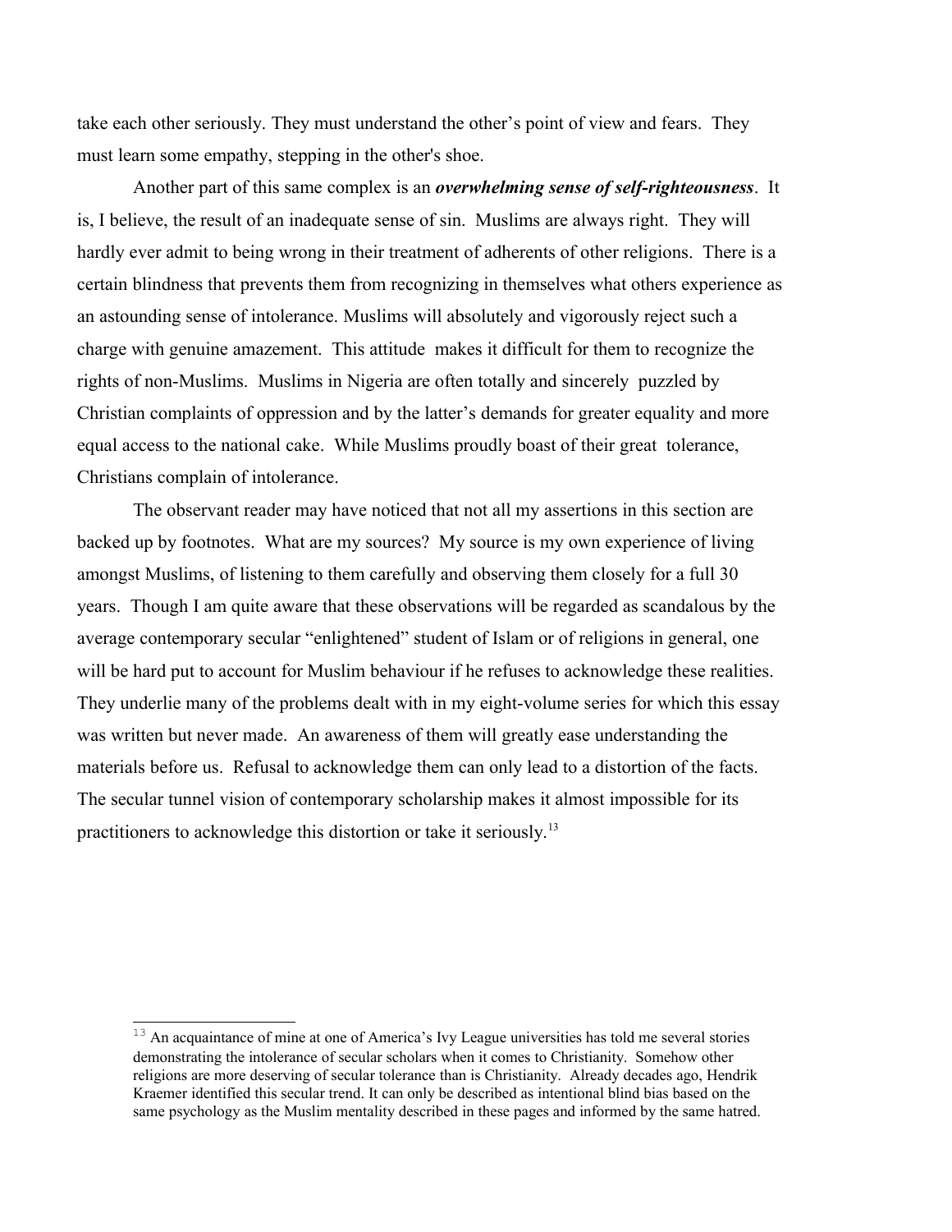take each other seriously. They must understand the other's point of view and fears. They must learn some empathy, stepping in the other's shoe.

Another part of this same complex is an ***overwhelming sense of self-righteousness***. It is, I believe, the result of an inadequate sense of sin. Muslims are always right. They will hardly ever admit to being wrong in their treatment of adherents of other religions. There is a certain blindness that prevents them from recognizing in themselves what others experience as an astounding sense of intolerance. Muslims will absolutely and vigorously reject such a charge with genuine amazement. This attitude makes it difficult for them to recognize the rights of non-Muslims. Muslims in Nigeria are often totally and sincerely puzzled by Christian complaints of oppression and by the latter's demands for greater equality and more equal access to the national cake. While Muslims proudly boast of their great tolerance, Christians complain of intolerance.

The observant reader may have noticed that not all my assertions in this section are backed up by footnotes. What are my sources? My source is my own experience of living amongst Muslims, of listening to them carefully and observing them closely for a full 30 years. Though I am quite aware that these observations will be regarded as scandalous by the average contemporary secular "enlightened" student of Islam or of religions in general, one will be hard put to account for Muslim behaviour if he refuses to acknowledge these realities. They underlie many of the problems dealt with in my eight-volume series for which this essay was written but never made. An awareness of them will greatly ease understanding the materials before us. Refusal to acknowledge them can only lead to a distortion of the facts. The secular tunnel vision of contemporary scholarship makes it almost impossible for its practitioners to acknowledge this distortion or take it seriously.[13]

---

[13] An acquaintance of mine at one of America's Ivy League universities has told me several stories demonstrating the intolerance of secular scholars when it comes to Christianity. Somehow other religions are more deserving of secular tolerance than is Christianity. Already decades ago, Hendrik Kraemer identified this secular trend. It can only be described as intentional blind bias based on the same psychology as the Muslim mentality described in these pages and informed by the same hatred.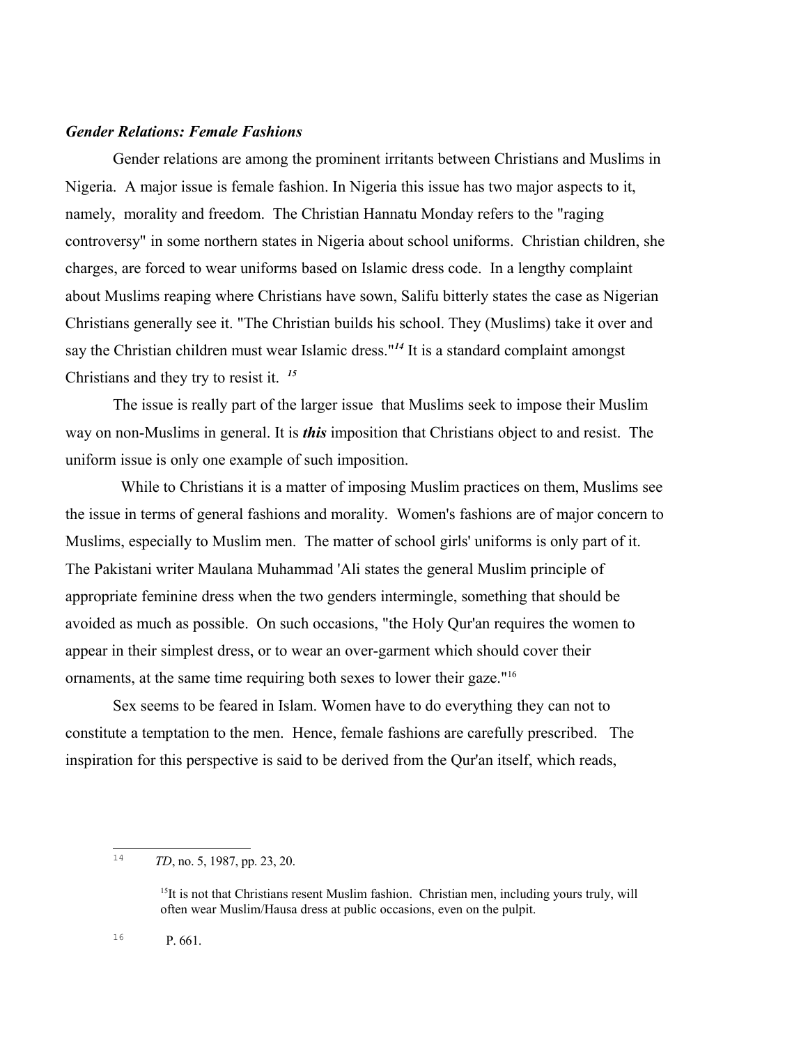***Gender Relations: Female Fashions***

Gender relations are among the prominent irritants between Christians and Muslims in Nigeria. A major issue is female fashion. In Nigeria this issue has two major aspects to it, namely, morality and freedom. The Christian Hannatu Monday refers to the "raging controversy" in some northern states in Nigeria about school uniforms. Christian children, she charges, are forced to wear uniforms based on Islamic dress code. In a lengthy complaint about Muslims reaping where Christians have sown, Salifu bitterly states the case as Nigerian Christians generally see it. "The Christian builds his school. They (Muslims) take it over and say the Christian children must wear Islamic dress."[14] It is a standard complaint amongst Christians and they try to resist it. [15]

The issue is really part of the larger issue that Muslims seek to impose their Muslim way on non-Muslims in general. It is ***this*** imposition that Christians object to and resist. The uniform issue is only one example of such imposition.

While to Christians it is a matter of imposing Muslim practices on them, Muslims see the issue in terms of general fashions and morality. Women's fashions are of major concern to Muslims, especially to Muslim men. The matter of school girls' uniforms is only part of it. The Pakistani writer Maulana Muhammad 'Ali states the general Muslim principle of appropriate feminine dress when the two genders intermingle, something that should be avoided as much as possible. On such occasions, "the Holy Qur'an requires the women to appear in their simplest dress, or to wear an over-garment which should cover their ornaments, at the same time requiring both sexes to lower their gaze."[16]

Sex seems to be feared in Islam. Women have to do everything they can not to constitute a temptation to the men. Hence, female fashions are carefully prescribed. The inspiration for this perspective is said to be derived from the Qur'an itself, which reads,

---

[14] *TD*, no. 5, 1987, pp. 23, 20.

[15] It is not that Christians resent Muslim fashion. Christian men, including yours truly, will often wear Muslim/Hausa dress at public occasions, even on the pulpit.

[16] P. 661.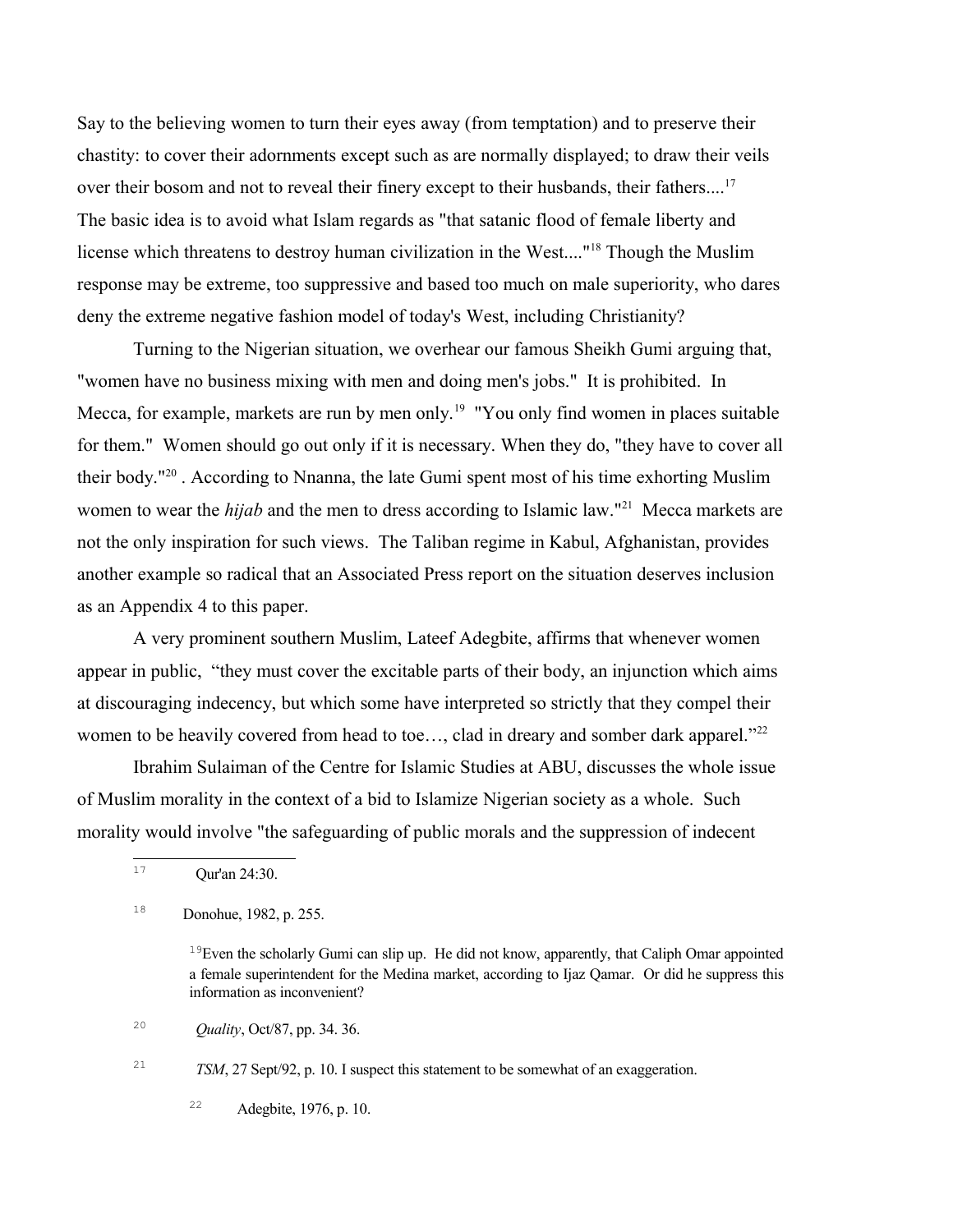Say to the believing women to turn their eyes away (from temptation) and to preserve their chastity: to cover their adornments except such as are normally displayed; to draw their veils over their bosom and not to reveal their finery except to their husbands, their fathers....[17]

The basic idea is to avoid what Islam regards as "that satanic flood of female liberty and license which threatens to destroy human civilization in the West...."[18] Though the Muslim response may be extreme, too suppressive and based too much on male superiority, who dares deny the extreme negative fashion model of today's West, including Christianity?

Turning to the Nigerian situation, we overhear our famous Sheikh Gumi arguing that, "women have no business mixing with men and doing men's jobs." It is prohibited. In Mecca, for example, markets are run by men only.[19] "You only find women in places suitable for them." Women should go out only if it is necessary. When they do, "they have to cover all their body."[20] . According to Nnanna, the late Gumi spent most of his time exhorting Muslim women to wear the *hijab* and the men to dress according to Islamic law."[21] Mecca markets are not the only inspiration for such views. The Taliban regime in Kabul, Afghanistan, provides another example so radical that an Associated Press report on the situation deserves inclusion as an Appendix 4 to this paper.

A very prominent southern Muslim, Lateef Adegbite, affirms that whenever women appear in public, "they must cover the excitable parts of their body, an injunction which aims at discouraging indecency, but which some have interpreted so strictly that they compel their women to be heavily covered from head to toe…, clad in dreary and somber dark apparel."[22]

Ibrahim Sulaiman of the Centre for Islamic Studies at ABU, discusses the whole issue of Muslim morality in the context of a bid to Islamize Nigerian society as a whole. Such morality would involve "the safeguarding of public morals and the suppression of indecent

---

[17] Qur'an 24:30.

[18] Donohue, 1982, p. 255.

[19] Even the scholarly Gumi can slip up. He did not know, apparently, that Caliph Omar appointed a female superintendent for the Medina market, according to Ijaz Qamar. Or did he suppress this information as inconvenient?

[20] *Quality*, Oct/87, pp. 34. 36.

[21] *TSM*, 27 Sept/92, p. 10. I suspect this statement to be somewhat of an exaggeration.

[22] Adegbite, 1976, p. 10.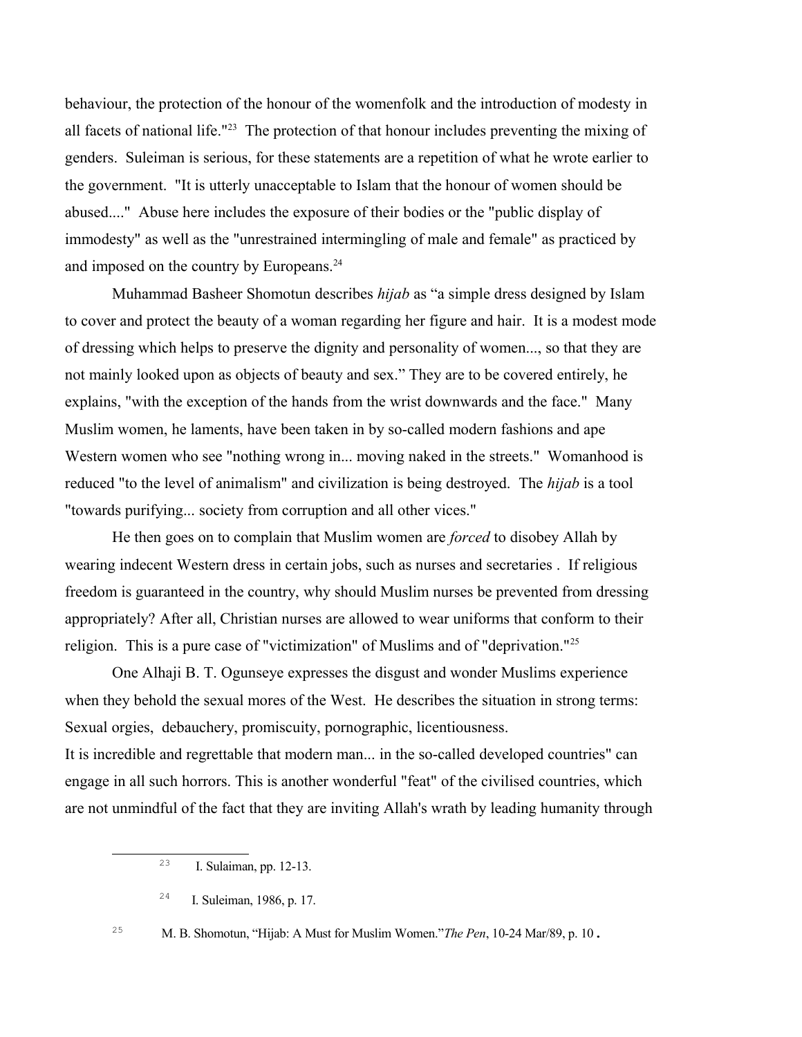behaviour, the protection of the honour of the womenfolk and the introduction of modesty in all facets of national life."[23] The protection of that honour includes preventing the mixing of genders. Suleiman is serious, for these statements are a repetition of what he wrote earlier to the government. "It is utterly unacceptable to Islam that the honour of women should be abused...." Abuse here includes the exposure of their bodies or the "public display of immodesty" as well as the "unrestrained intermingling of male and female" as practiced by and imposed on the country by Europeans.[24]

Muhammad Basheer Shomotun describes *hijab* as "a simple dress designed by Islam to cover and protect the beauty of a woman regarding her figure and hair. It is a modest mode of dressing which helps to preserve the dignity and personality of women..., so that they are not mainly looked upon as objects of beauty and sex." They are to be covered entirely, he explains, "with the exception of the hands from the wrist downwards and the face." Many Muslim women, he laments, have been taken in by so-called modern fashions and ape Western women who see "nothing wrong in... moving naked in the streets." Womanhood is reduced "to the level of animalism" and civilization is being destroyed. The *hijab* is a tool "towards purifying... society from corruption and all other vices."

He then goes on to complain that Muslim women are *forced* to disobey Allah by wearing indecent Western dress in certain jobs, such as nurses and secretaries . If religious freedom is guaranteed in the country, why should Muslim nurses be prevented from dressing appropriately? After all, Christian nurses are allowed to wear uniforms that conform to their religion. This is a pure case of "victimization" of Muslims and of "deprivation."[25]

One Alhaji B. T. Ogunseye expresses the disgust and wonder Muslims experience when they behold the sexual mores of the West. He describes the situation in strong terms: Sexual orgies, debauchery, promiscuity, pornographic, licentiousness.
It is incredible and regrettable that modern man... in the so-called developed countries" can engage in all such horrors. This is another wonderful "feat" of the civilised countries, which are not unmindful of the fact that they are inviting Allah's wrath by leading humanity through

---

[23] I. Sulaiman, pp. 12-13.

[24] I. Suleiman, 1986, p. 17.

[25] M. B. Shomotun, "Hijab: A Must for Muslim Women."*The Pen*, 10-24 Mar/89, p. 10 **.**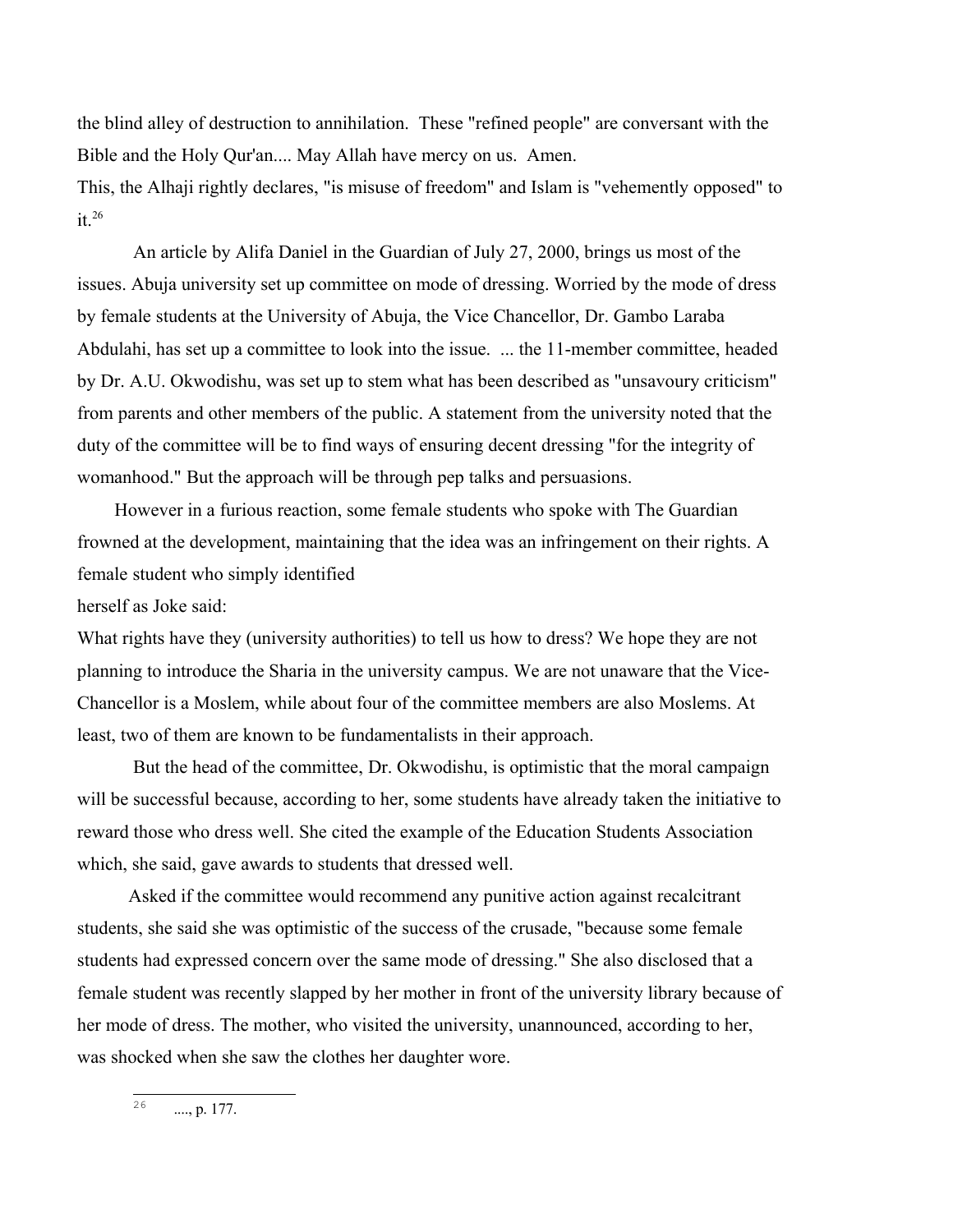the blind alley of destruction to annihilation. These "refined people" are conversant with the Bible and the Holy Qur'an.... May Allah have mercy on us. Amen.

This, the Alhaji rightly declares, "is misuse of freedom" and Islam is "vehemently opposed" to it.[26]

An article by Alifa Daniel in the Guardian of July 27, 2000, brings us most of the issues. Abuja university set up committee on mode of dressing. Worried by the mode of dress by female students at the University of Abuja, the Vice Chancellor, Dr. Gambo Laraba Abdulahi, has set up a committee to look into the issue. ... the 11-member committee, headed by Dr. A.U. Okwodishu, was set up to stem what has been described as "unsavoury criticism" from parents and other members of the public. A statement from the university noted that the duty of the committee will be to find ways of ensuring decent dressing "for the integrity of womanhood." But the approach will be through pep talks and persuasions.

However in a furious reaction, some female students who spoke with The Guardian frowned at the development, maintaining that the idea was an infringement on their rights. A female student who simply identified herself as Joke said:

What rights have they (university authorities) to tell us how to dress? We hope they are not planning to introduce the Sharia in the university campus. We are not unaware that the Vice-Chancellor is a Moslem, while about four of the committee members are also Moslems. At least, two of them are known to be fundamentalists in their approach.

But the head of the committee, Dr. Okwodishu, is optimistic that the moral campaign will be successful because, according to her, some students have already taken the initiative to reward those who dress well. She cited the example of the Education Students Association which, she said, gave awards to students that dressed well.

Asked if the committee would recommend any punitive action against recalcitrant students, she said she was optimistic of the success of the crusade, "because some female students had expressed concern over the same mode of dressing." She also disclosed that a female student was recently slapped by her mother in front of the university library because of her mode of dress. The mother, who visited the university, unannounced, according to her, was shocked when she saw the clothes her daughter wore.

[26] ...., p. 177.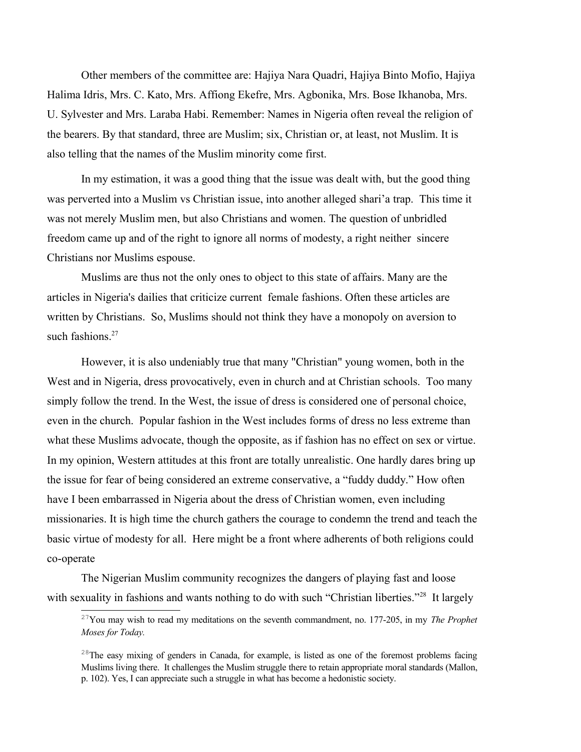Other members of the committee are: Hajiya Nara Quadri, Hajiya Binto Mofio, Hajiya Halima Idris, Mrs. C. Kato, Mrs. Affiong Ekefre, Mrs. Agbonika, Mrs. Bose Ikhanoba, Mrs. U. Sylvester and Mrs. Laraba Habi. Remember: Names in Nigeria often reveal the religion of the bearers. By that standard, three are Muslim; six, Christian or, at least, not Muslim. It is also telling that the names of the Muslim minority come first.

In my estimation, it was a good thing that the issue was dealt with, but the good thing was perverted into a Muslim vs Christian issue, into another alleged shari'a trap. This time it was not merely Muslim men, but also Christians and women. The question of unbridled freedom came up and of the right to ignore all norms of modesty, a right neither sincere Christians nor Muslims espouse.

Muslims are thus not the only ones to object to this state of affairs. Many are the articles in Nigeria's dailies that criticize current female fashions. Often these articles are written by Christians. So, Muslims should not think they have a monopoly on aversion to such fashions.[27]

However, it is also undeniably true that many "Christian" young women, both in the West and in Nigeria, dress provocatively, even in church and at Christian schools. Too many simply follow the trend. In the West, the issue of dress is considered one of personal choice, even in the church. Popular fashion in the West includes forms of dress no less extreme than what these Muslims advocate, though the opposite, as if fashion has no effect on sex or virtue. In my opinion, Western attitudes at this front are totally unrealistic. One hardly dares bring up the issue for fear of being considered an extreme conservative, a "fuddy duddy." How often have I been embarrassed in Nigeria about the dress of Christian women, even including missionaries. It is high time the church gathers the courage to condemn the trend and teach the basic virtue of modesty for all. Here might be a front where adherents of both religions could co-operate

The Nigerian Muslim community recognizes the dangers of playing fast and loose with sexuality in fashions and wants nothing to do with such "Christian liberties."[28] It largely

---

[27] You may wish to read my meditations on the seventh commandment, no. 177-205, in my *The Prophet Moses for Today.*

[28] The easy mixing of genders in Canada, for example, is listed as one of the foremost problems facing Muslims living there. It challenges the Muslim struggle there to retain appropriate moral standards (Mallon, p. 102). Yes, I can appreciate such a struggle in what has become a hedonistic society.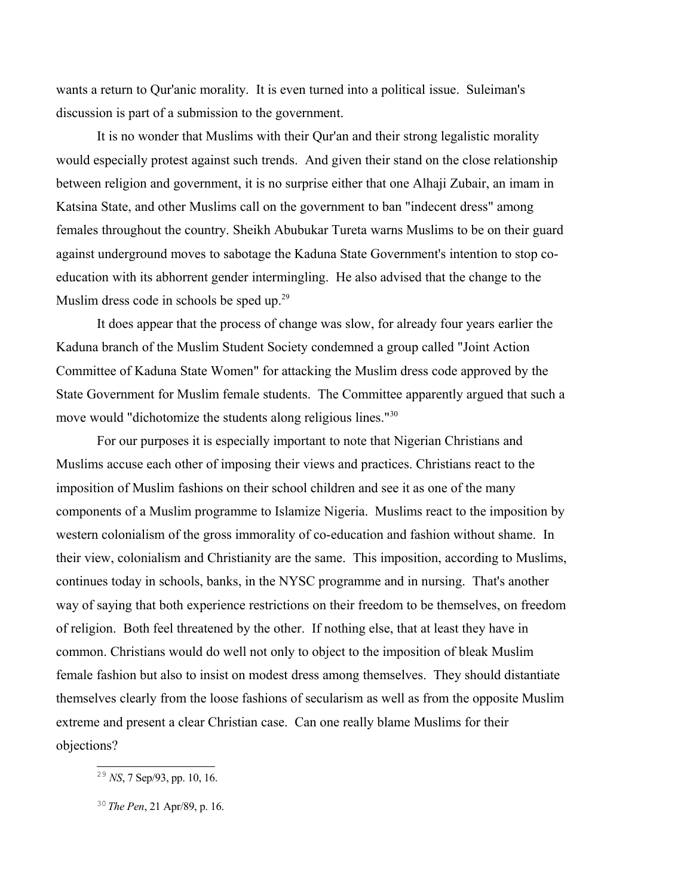wants a return to Qur'anic morality. It is even turned into a political issue. Suleiman's discussion is part of a submission to the government.

It is no wonder that Muslims with their Qur'an and their strong legalistic morality would especially protest against such trends. And given their stand on the close relationship between religion and government, it is no surprise either that one Alhaji Zubair, an imam in Katsina State, and other Muslims call on the government to ban "indecent dress" among females throughout the country. Sheikh Abubukar Tureta warns Muslims to be on their guard against underground moves to sabotage the Kaduna State Government's intention to stop co-education with its abhorrent gender intermingling. He also advised that the change to the Muslim dress code in schools be sped up.[29]

It does appear that the process of change was slow, for already four years earlier the Kaduna branch of the Muslim Student Society condemned a group called "Joint Action Committee of Kaduna State Women" for attacking the Muslim dress code approved by the State Government for Muslim female students. The Committee apparently argued that such a move would "dichotomize the students along religious lines."[30]

For our purposes it is especially important to note that Nigerian Christians and Muslims accuse each other of imposing their views and practices. Christians react to the imposition of Muslim fashions on their school children and see it as one of the many components of a Muslim programme to Islamize Nigeria. Muslims react to the imposition by western colonialism of the gross immorality of co-education and fashion without shame. In their view, colonialism and Christianity are the same. This imposition, according to Muslims, continues today in schools, banks, in the NYSC programme and in nursing. That's another way of saying that both experience restrictions on their freedom to be themselves, on freedom of religion. Both feel threatened by the other. If nothing else, that at least they have in common. Christians would do well not only to object to the imposition of bleak Muslim female fashion but also to insist on modest dress among themselves. They should distantiate themselves clearly from the loose fashions of secularism as well as from the opposite Muslim extreme and present a clear Christian case. Can one really blame Muslims for their objections?

---

[29] *NS*, 7 Sep/93, pp. 10, 16.

[30] *The Pen*, 21 Apr/89, p. 16.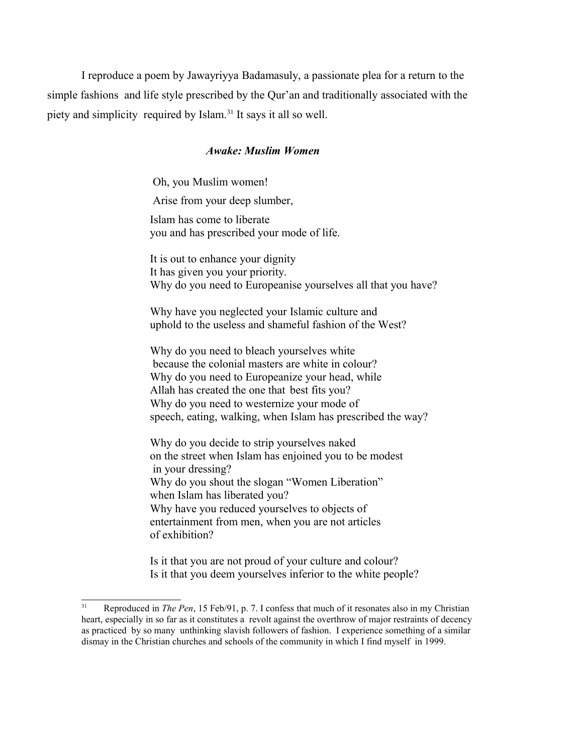I reproduce a poem by Jawayriyya Badamasuly, a passionate plea for a return to the simple fashions and life style prescribed by the Qur'an and traditionally associated with the piety and simplicity required by Islam.[31] It says it all so well.

### *Awake: Muslim Women*

Oh, you Muslim women!  
Arise from your deep slumber,  
Islam has come to liberate  
you and has prescribed your mode of life.

It is out to enhance your dignity  
It has given you your priority.  
Why do you need to Europeanise yourselves all that you have?

Why have you neglected your Islamic culture and  
uphold to the useless and shameful fashion of the West?

Why do you need to bleach yourselves white  
because the colonial masters are white in colour?  
Why do you need to Europeanize your head, while  
Allah has created the one that best fits you?  
Why do you need to westernize your mode of  
speech, eating, walking, when Islam has prescribed the way?

Why do you decide to strip yourselves naked  
on the street when Islam has enjoined you to be modest  
in your dressing?  
Why do you shout the slogan "Women Liberation"  
when Islam has liberated you?  
Why have you reduced yourselves to objects of  
entertainment from men, when you are not articles  
of exhibition?

Is it that you are not proud of your culture and colour?  
Is it that you deem yourselves inferior to the white people?

---

[31] Reproduced in *The Pen*, 15 Feb/91, p. 7. I confess that much of it resonates also in my Christian heart, especially in so far as it constitutes a revolt against the overthrow of major restraints of decency as practiced by so many unthinking slavish followers of fashion. I experience something of a similar dismay in the Christian churches and schools of the community in which I find myself in 1999.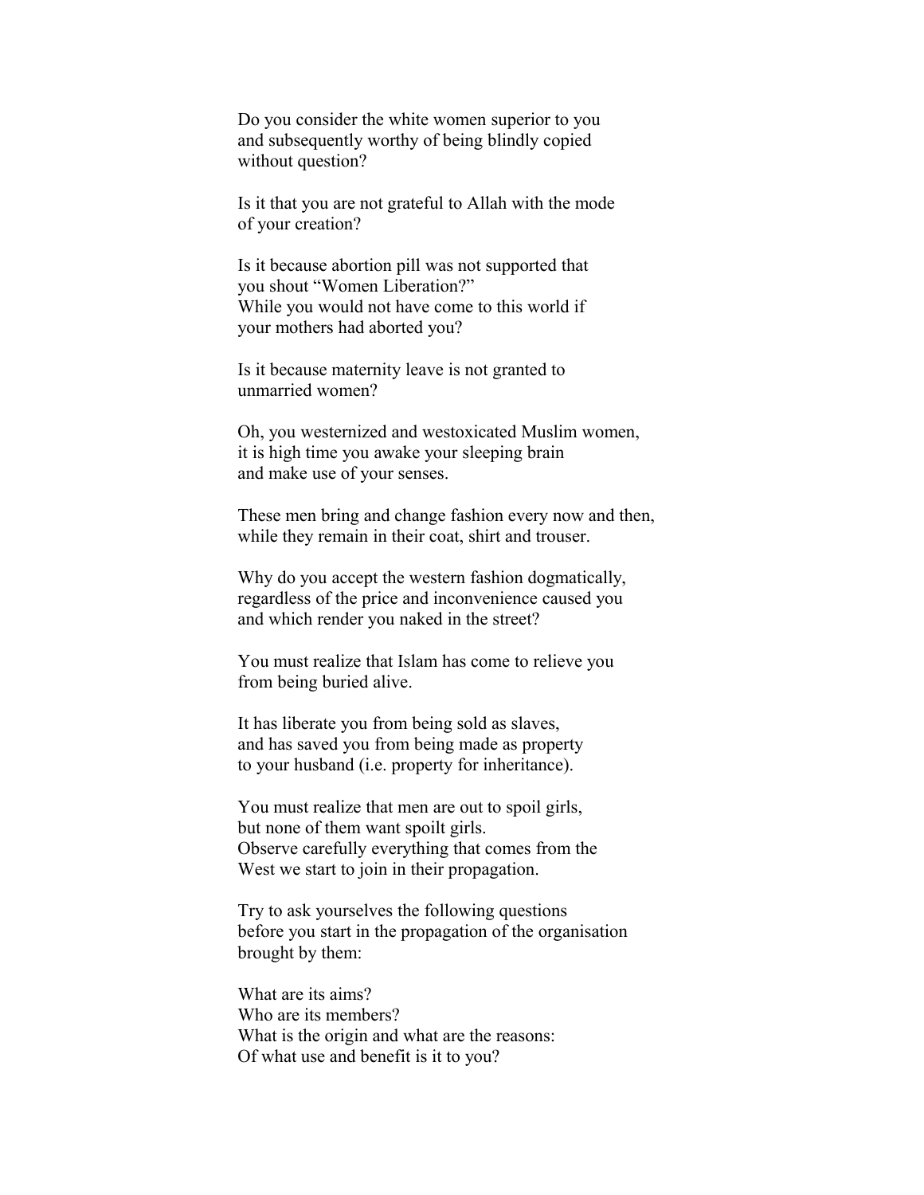Do you consider the white women superior to you
and subsequently worthy of being blindly copied
without question?

Is it that you are not grateful to Allah with the mode
of your creation?

Is it because abortion pill was not supported that
you shout "Women Liberation?"
While you would not have come to this world if
your mothers had aborted you?

Is it because maternity leave is not granted to
unmarried women?

Oh, you westernized and westoxicated Muslim women,
it is high time you awake your sleeping brain
and make use of your senses.

These men bring and change fashion every now and then,
while they remain in their coat, shirt and trouser.

Why do you accept the western fashion dogmatically,
regardless of the price and inconvenience caused you
and which render you naked in the street?

You must realize that Islam has come to relieve you
from being buried alive.

It has liberate you from being sold as slaves,
and has saved you from being made as property
to your husband (i.e. property for inheritance).

You must realize that men are out to spoil girls,
but none of them want spoilt girls.
Observe carefully everything that comes from the
West we start to join in their propagation.

Try to ask yourselves the following questions
before you start in the propagation of the organisation
brought by them:

What are its aims?
Who are its members?
What is the origin and what are the reasons:
Of what use and benefit is it to you?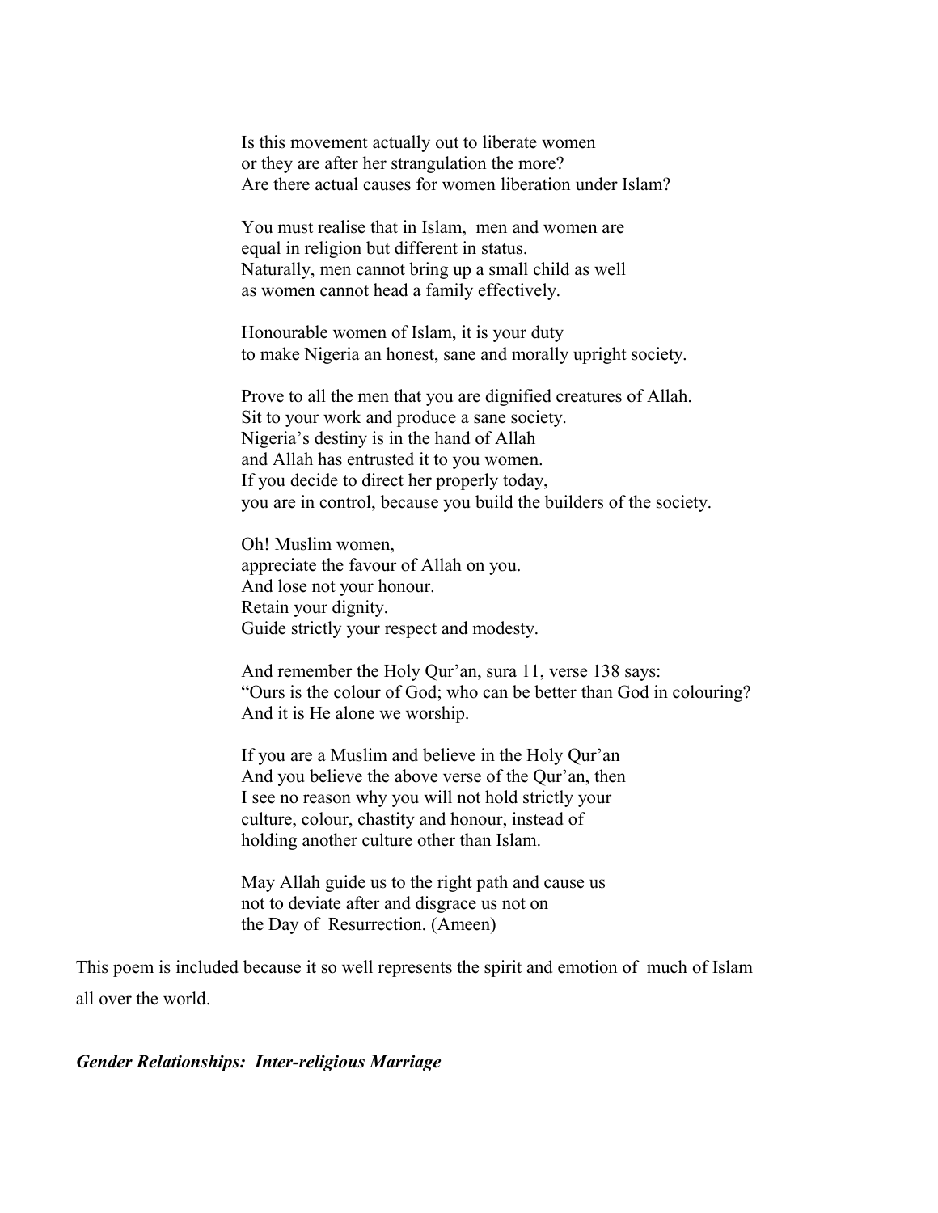Is this movement actually out to liberate women
or they are after her strangulation the more?
Are there actual causes for women liberation under Islam?

You must realise that in Islam, men and women are
equal in religion but different in status.
Naturally, men cannot bring up a small child as well
as women cannot head a family effectively.

Honourable women of Islam, it is your duty
to make Nigeria an honest, sane and morally upright society.

Prove to all the men that you are dignified creatures of Allah.
Sit to your work and produce a sane society.
Nigeria's destiny is in the hand of Allah
and Allah has entrusted it to you women.
If you decide to direct her properly today,
you are in control, because you build the builders of the society.

Oh! Muslim women,
appreciate the favour of Allah on you.
And lose not your honour.
Retain your dignity.
Guide strictly your respect and modesty.

And remember the Holy Qur'an, sura 11, verse 138 says:
"Ours is the colour of God; who can be better than God in colouring?
And it is He alone we worship.

If you are a Muslim and believe in the Holy Qur'an
And you believe the above verse of the Qur'an, then
I see no reason why you will not hold strictly your
culture, colour, chastity and honour, instead of
holding another culture other than Islam.

May Allah guide us to the right path and cause us
not to deviate after and disgrace us not on
the Day of Resurrection. (Ameen)

This poem is included because it so well represents the spirit and emotion of much of Islam all over the world.

***Gender Relationships: Inter-religious Marriage***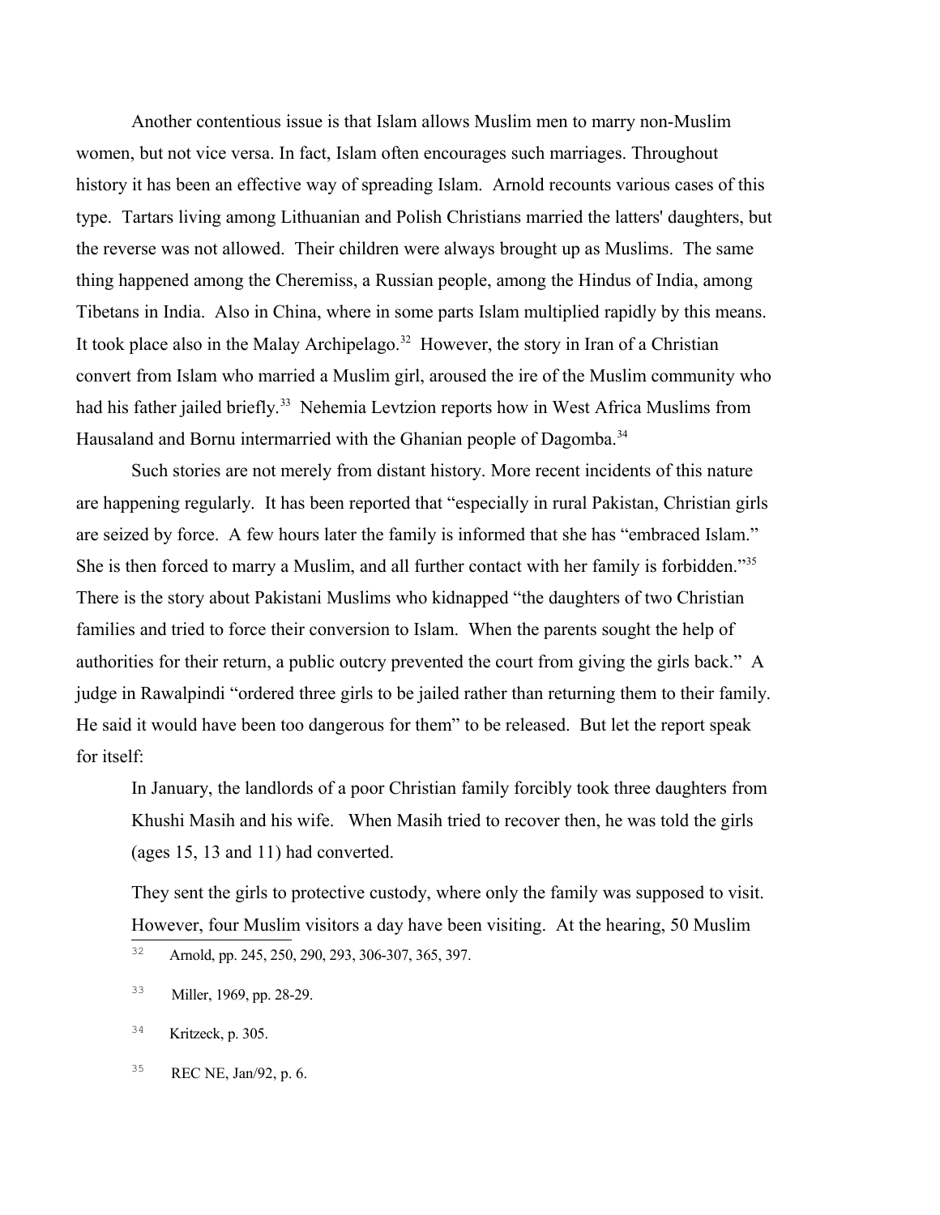Another contentious issue is that Islam allows Muslim men to marry non-Muslim women, but not vice versa. In fact, Islam often encourages such marriages. Throughout history it has been an effective way of spreading Islam. Arnold recounts various cases of this type. Tartars living among Lithuanian and Polish Christians married the latters' daughters, but the reverse was not allowed. Their children were always brought up as Muslims. The same thing happened among the Cheremiss, a Russian people, among the Hindus of India, among Tibetans in India. Also in China, where in some parts Islam multiplied rapidly by this means. It took place also in the Malay Archipelago.[32] However, the story in Iran of a Christian convert from Islam who married a Muslim girl, aroused the ire of the Muslim community who had his father jailed briefly.[33] Nehemia Levtzion reports how in West Africa Muslims from Hausaland and Bornu intermarried with the Ghanian people of Dagomba.[34]

Such stories are not merely from distant history. More recent incidents of this nature are happening regularly. It has been reported that "especially in rural Pakistan, Christian girls are seized by force. A few hours later the family is informed that she has "embraced Islam." She is then forced to marry a Muslim, and all further contact with her family is forbidden."[35] There is the story about Pakistani Muslims who kidnapped "the daughters of two Christian families and tried to force their conversion to Islam. When the parents sought the help of authorities for their return, a public outcry prevented the court from giving the girls back." A judge in Rawalpindi "ordered three girls to be jailed rather than returning them to their family. He said it would have been too dangerous for them" to be released. But let the report speak for itself:

> In January, the landlords of a poor Christian family forcibly took three daughters from Khushi Masih and his wife. When Masih tried to recover then, he was told the girls (ages 15, 13 and 11) had converted.
>
> They sent the girls to protective custody, where only the family was supposed to visit. However, four Muslim visitors a day have been visiting. At the hearing, 50 Muslim

---

[32] Arnold, pp. 245, 250, 290, 293, 306-307, 365, 397.

[33] Miller, 1969, pp. 28-29.

[34] Kritzeck, p. 305.

[35] REC NE, Jan/92, p. 6.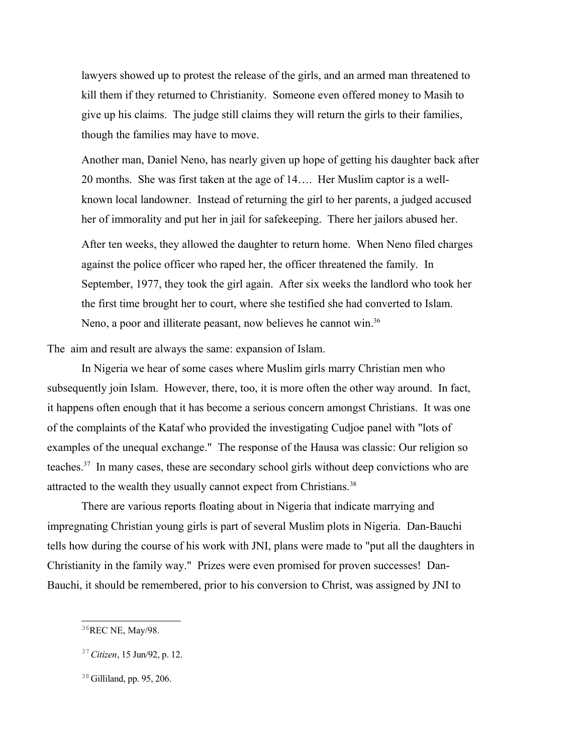> lawyers showed up to protest the release of the girls, and an armed man threatened to kill them if they returned to Christianity. Someone even offered money to Masih to give up his claims. The judge still claims they will return the girls to their families, though the families may have to move.
>
> Another man, Daniel Neno, has nearly given up hope of getting his daughter back after 20 months. She was first taken at the age of 14…. Her Muslim captor is a well-known local landowner. Instead of returning the girl to her parents, a judged accused her of immorality and put her in jail for safekeeping. There her jailors abused her.
>
> After ten weeks, they allowed the daughter to return home. When Neno filed charges against the police officer who raped her, the officer threatened the family. In September, 1977, they took the girl again. After six weeks the landlord who took her the first time brought her to court, where she testified she had converted to Islam. Neno, a poor and illiterate peasant, now believes he cannot win.[36]

The aim and result are always the same: expansion of Islam.

In Nigeria we hear of some cases where Muslim girls marry Christian men who subsequently join Islam. However, there, too, it is more often the other way around. In fact, it happens often enough that it has become a serious concern amongst Christians. It was one of the complaints of the Kataf who provided the investigating Cudjoe panel with "lots of examples of the unequal exchange." The response of the Hausa was classic: Our religion so teaches.[37] In many cases, these are secondary school girls without deep convictions who are attracted to the wealth they usually cannot expect from Christians.[38]

There are various reports floating about in Nigeria that indicate marrying and impregnating Christian young girls is part of several Muslim plots in Nigeria. Dan-Bauchi tells how during the course of his work with JNI, plans were made to "put all the daughters in Christianity in the family way." Prizes were even promised for proven successes! Dan-Bauchi, it should be remembered, prior to his conversion to Christ, was assigned by JNI to

---

[36] REC NE, May/98.

[37] *Citizen*, 15 Jun/92, p. 12.

[38] Gilliland, pp. 95, 206.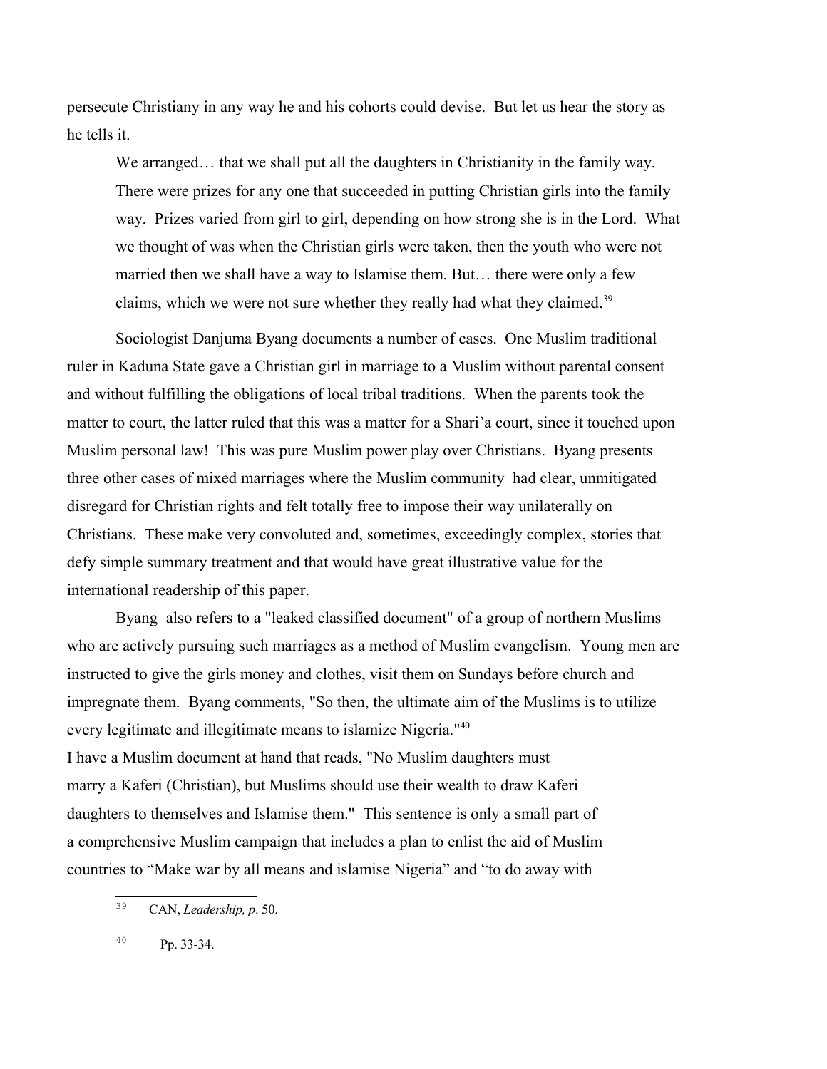persecute Christiany in any way he and his cohorts could devise. But let us hear the story as he tells it.

> We arranged… that we shall put all the daughters in Christianity in the family way. There were prizes for any one that succeeded in putting Christian girls into the family way. Prizes varied from girl to girl, depending on how strong she is in the Lord. What we thought of was when the Christian girls were taken, then the youth who were not married then we shall have a way to Islamise them. But… there were only a few claims, which we were not sure whether they really had what they claimed.[39]

Sociologist Danjuma Byang documents a number of cases. One Muslim traditional ruler in Kaduna State gave a Christian girl in marriage to a Muslim without parental consent and without fulfilling the obligations of local tribal traditions. When the parents took the matter to court, the latter ruled that this was a matter for a Shari'a court, since it touched upon Muslim personal law! This was pure Muslim power play over Christians. Byang presents three other cases of mixed marriages where the Muslim community had clear, unmitigated disregard for Christian rights and felt totally free to impose their way unilaterally on Christians. These make very convoluted and, sometimes, exceedingly complex, stories that defy simple summary treatment and that would have great illustrative value for the international readership of this paper.

Byang also refers to a "leaked classified document" of a group of northern Muslims who are actively pursuing such marriages as a method of Muslim evangelism. Young men are instructed to give the girls money and clothes, visit them on Sundays before church and impregnate them. Byang comments, "So then, the ultimate aim of the Muslims is to utilize every legitimate and illegitimate means to islamize Nigeria."[40]

I have a Muslim document at hand that reads, "No Muslim daughters must marry a Kaferi (Christian), but Muslims should use their wealth to draw Kaferi daughters to themselves and Islamise them." This sentence is only a small part of a comprehensive Muslim campaign that includes a plan to enlist the aid of Muslim countries to "Make war by all means and islamise Nigeria" and "to do away with

---

[39] CAN, *Leadership, p*. 50.

[40] Pp. 33-34.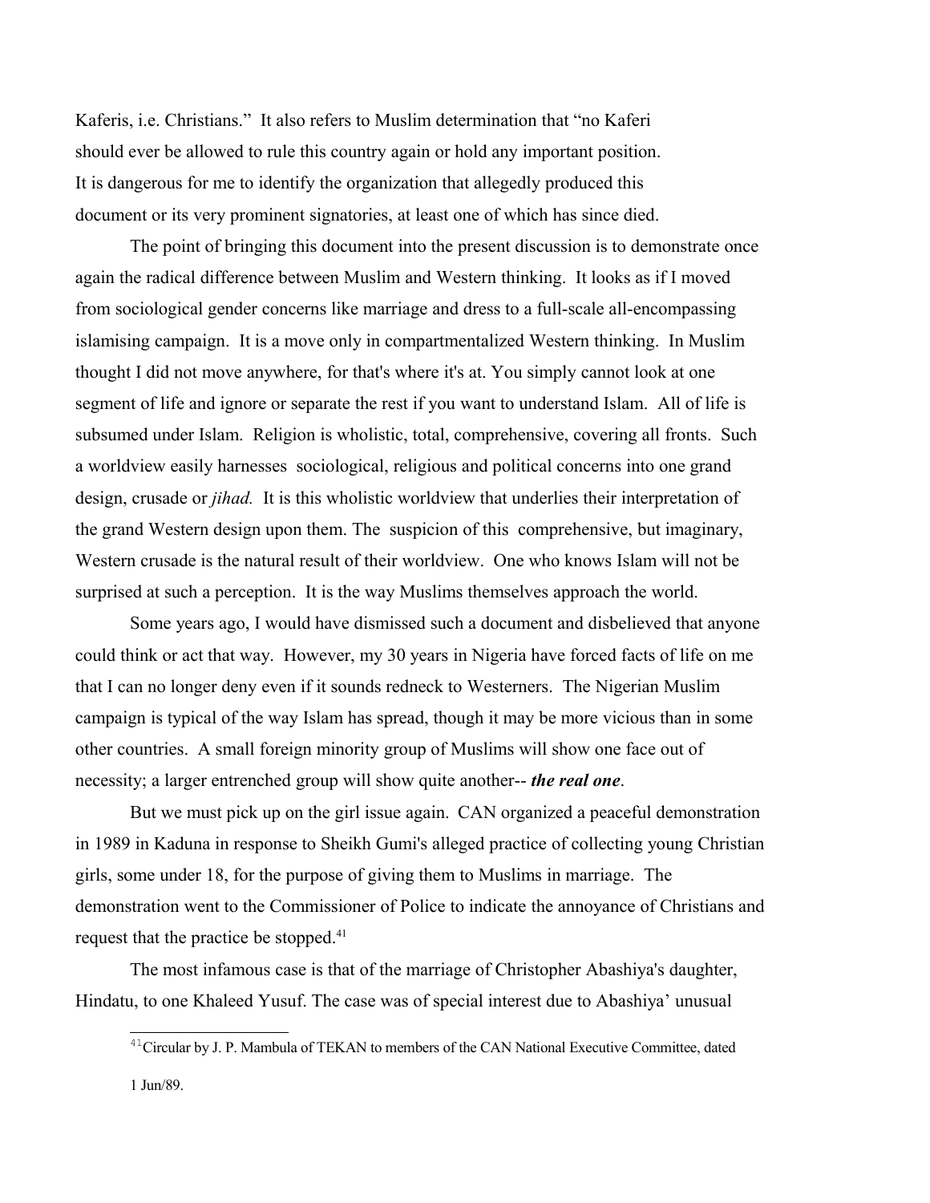Kaferis, i.e. Christians." It also refers to Muslim determination that "no Kaferi should ever be allowed to rule this country again or hold any important position. It is dangerous for me to identify the organization that allegedly produced this document or its very prominent signatories, at least one of which has since died.

The point of bringing this document into the present discussion is to demonstrate once again the radical difference between Muslim and Western thinking. It looks as if I moved from sociological gender concerns like marriage and dress to a full-scale all-encompassing islamising campaign. It is a move only in compartmentalized Western thinking. In Muslim thought I did not move anywhere, for that's where it's at. You simply cannot look at one segment of life and ignore or separate the rest if you want to understand Islam. All of life is subsumed under Islam. Religion is wholistic, total, comprehensive, covering all fronts. Such a worldview easily harnesses sociological, religious and political concerns into one grand design, crusade or *jihad.* It is this wholistic worldview that underlies their interpretation of the grand Western design upon them. The suspicion of this comprehensive, but imaginary, Western crusade is the natural result of their worldview. One who knows Islam will not be surprised at such a perception. It is the way Muslims themselves approach the world.

Some years ago, I would have dismissed such a document and disbelieved that anyone could think or act that way. However, my 30 years in Nigeria have forced facts of life on me that I can no longer deny even if it sounds redneck to Westerners. The Nigerian Muslim campaign is typical of the way Islam has spread, though it may be more vicious than in some other countries. A small foreign minority group of Muslims will show one face out of necessity; a larger entrenched group will show quite another-- ***the real one***.

But we must pick up on the girl issue again. CAN organized a peaceful demonstration in 1989 in Kaduna in response to Sheikh Gumi's alleged practice of collecting young Christian girls, some under 18, for the purpose of giving them to Muslims in marriage. The demonstration went to the Commissioner of Police to indicate the annoyance of Christians and request that the practice be stopped.[41]

The most infamous case is that of the marriage of Christopher Abashiya's daughter, Hindatu, to one Khaleed Yusuf. The case was of special interest due to Abashiya' unusual

---

[41] Circular by J. P. Mambula of TEKAN to members of the CAN National Executive Committee, dated 1 Jun/89.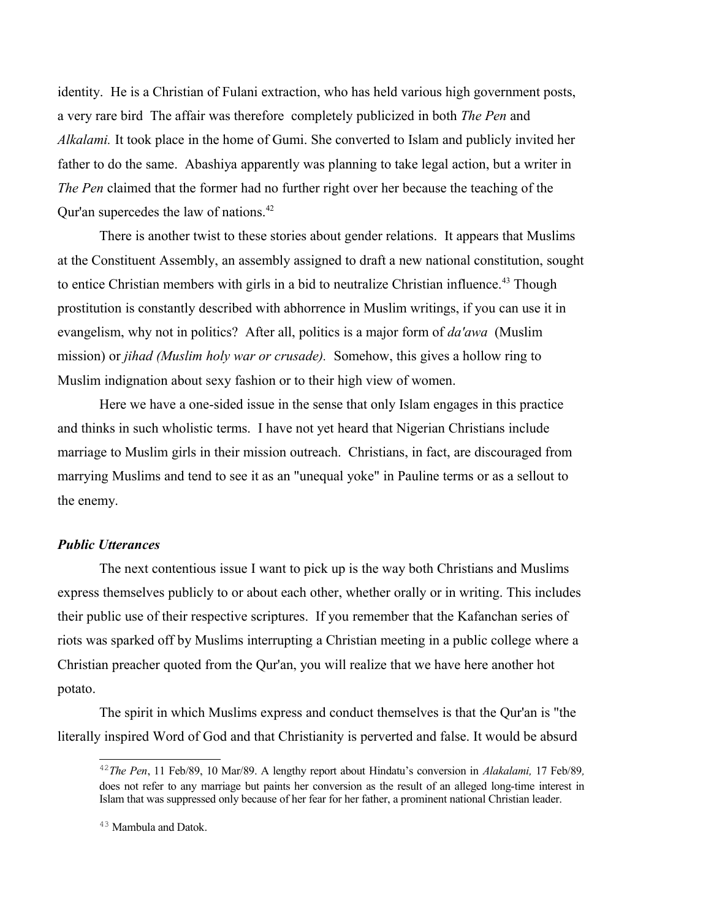identity. He is a Christian of Fulani extraction, who has held various high government posts, a very rare bird The affair was therefore completely publicized in both *The Pen* and *Alkalami.* It took place in the home of Gumi. She converted to Islam and publicly invited her father to do the same. Abashiya apparently was planning to take legal action, but a writer in *The Pen* claimed that the former had no further right over her because the teaching of the Qur'an supercedes the law of nations.[42]

There is another twist to these stories about gender relations. It appears that Muslims at the Constituent Assembly, an assembly assigned to draft a new national constitution, sought to entice Christian members with girls in a bid to neutralize Christian influence.[43] Though prostitution is constantly described with abhorrence in Muslim writings, if you can use it in evangelism, why not in politics? After all, politics is a major form of *da'awa* (Muslim mission) or *jihad (Muslim holy war or crusade).* Somehow, this gives a hollow ring to Muslim indignation about sexy fashion or to their high view of women.

Here we have a one-sided issue in the sense that only Islam engages in this practice and thinks in such wholistic terms. I have not yet heard that Nigerian Christians include marriage to Muslim girls in their mission outreach. Christians, in fact, are discouraged from marrying Muslims and tend to see it as an "unequal yoke" in Pauline terms or as a sellout to the enemy.

### *Public Utterances*

The next contentious issue I want to pick up is the way both Christians and Muslims express themselves publicly to or about each other, whether orally or in writing. This includes their public use of their respective scriptures. If you remember that the Kafanchan series of riots was sparked off by Muslims interrupting a Christian meeting in a public college where a Christian preacher quoted from the Qur'an, you will realize that we have here another hot potato.

The spirit in which Muslims express and conduct themselves is that the Qur'an is "the literally inspired Word of God and that Christianity is perverted and false. It would be absurd

---

[42] *The Pen*, 11 Feb/89, 10 Mar/89. A lengthy report about Hindatu's conversion in *Alakalami,* 17 Feb/89*,* does not refer to any marriage but paints her conversion as the result of an alleged long-time interest in Islam that was suppressed only because of her fear for her father, a prominent national Christian leader.

[43] Mambula and Datok.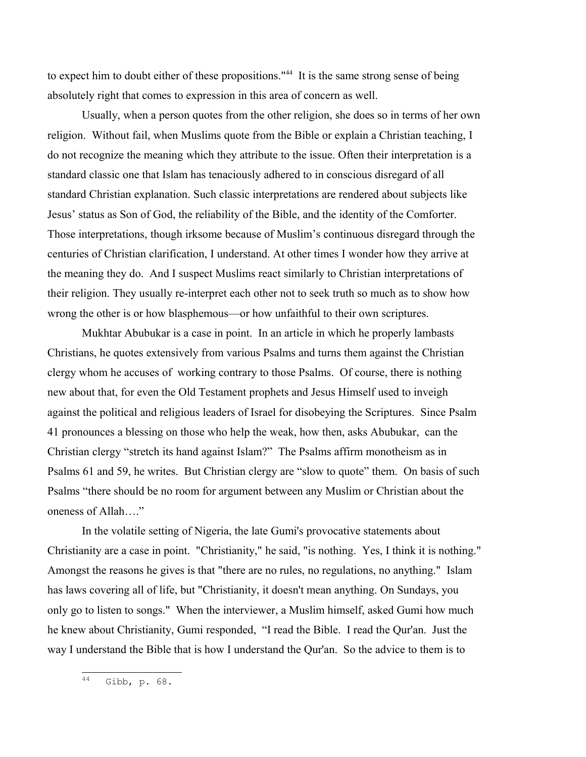to expect him to doubt either of these propositions."[44] It is the same strong sense of being absolutely right that comes to expression in this area of concern as well.

Usually, when a person quotes from the other religion, she does so in terms of her own religion. Without fail, when Muslims quote from the Bible or explain a Christian teaching, I do not recognize the meaning which they attribute to the issue. Often their interpretation is a standard classic one that Islam has tenaciously adhered to in conscious disregard of all standard Christian explanation. Such classic interpretations are rendered about subjects like Jesus' status as Son of God, the reliability of the Bible, and the identity of the Comforter. Those interpretations, though irksome because of Muslim's continuous disregard through the centuries of Christian clarification, I understand. At other times I wonder how they arrive at the meaning they do. And I suspect Muslims react similarly to Christian interpretations of their religion. They usually re-interpret each other not to seek truth so much as to show how wrong the other is or how blasphemous—or how unfaithful to their own scriptures.

Mukhtar Abubukar is a case in point. In an article in which he properly lambasts Christians, he quotes extensively from various Psalms and turns them against the Christian clergy whom he accuses of working contrary to those Psalms. Of course, there is nothing new about that, for even the Old Testament prophets and Jesus Himself used to inveigh against the political and religious leaders of Israel for disobeying the Scriptures. Since Psalm 41 pronounces a blessing on those who help the weak, how then, asks Abubukar, can the Christian clergy "stretch its hand against Islam?" The Psalms affirm monotheism as in Psalms 61 and 59, he writes. But Christian clergy are "slow to quote" them. On basis of such Psalms "there should be no room for argument between any Muslim or Christian about the oneness of Allah…."

In the volatile setting of Nigeria, the late Gumi's provocative statements about Christianity are a case in point. "Christianity," he said, "is nothing. Yes, I think it is nothing." Amongst the reasons he gives is that "there are no rules, no regulations, no anything." Islam has laws covering all of life, but "Christianity, it doesn't mean anything. On Sundays, you only go to listen to songs." When the interviewer, a Muslim himself, asked Gumi how much he knew about Christianity, Gumi responded, "I read the Bible. I read the Qur'an. Just the way I understand the Bible that is how I understand the Qur'an. So the advice to them is to

[44] Gibb, p. 68.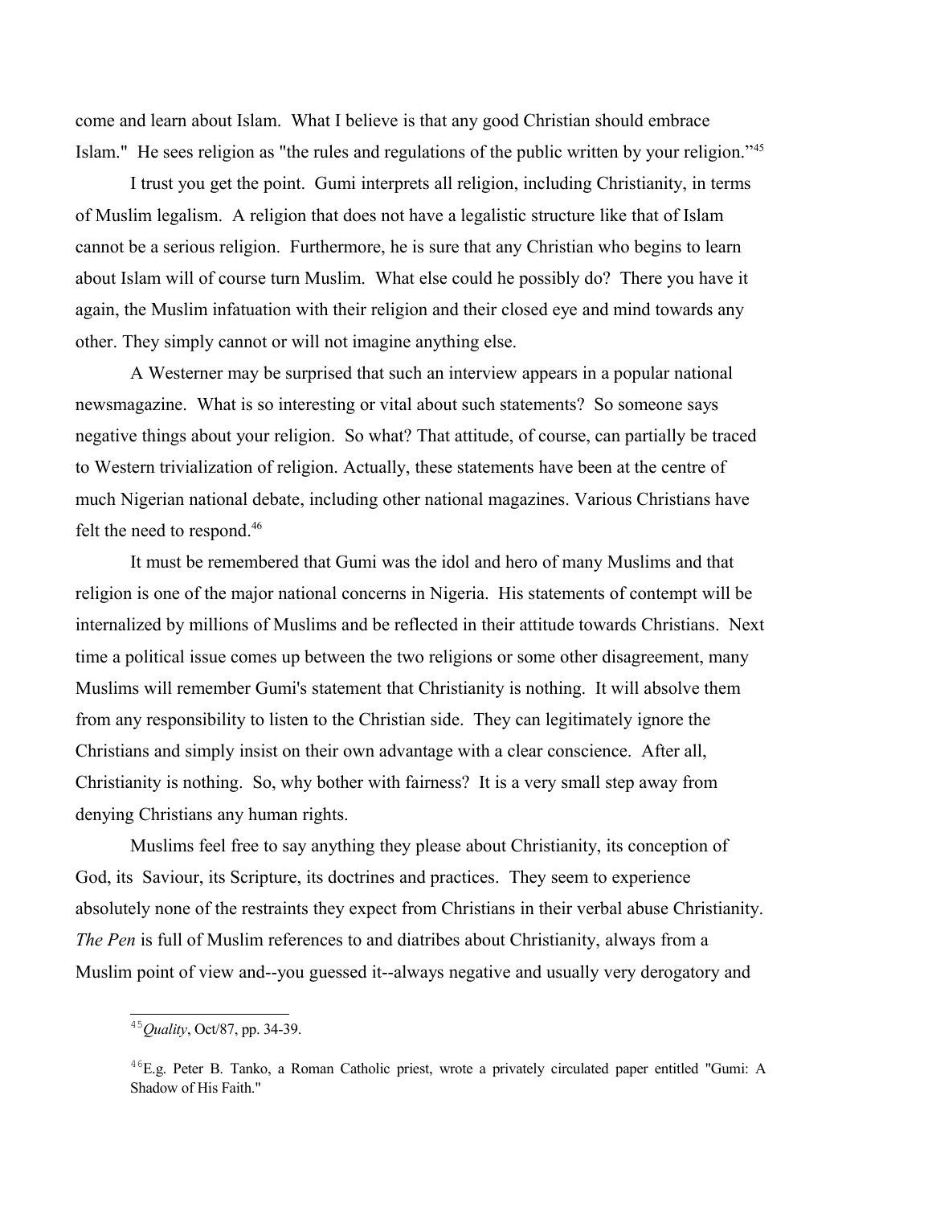come and learn about Islam. What I believe is that any good Christian should embrace Islam." He sees religion as "the rules and regulations of the public written by your religion."[45]

I trust you get the point. Gumi interprets all religion, including Christianity, in terms of Muslim legalism. A religion that does not have a legalistic structure like that of Islam cannot be a serious religion. Furthermore, he is sure that any Christian who begins to learn about Islam will of course turn Muslim. What else could he possibly do? There you have it again, the Muslim infatuation with their religion and their closed eye and mind towards any other. They simply cannot or will not imagine anything else.

A Westerner may be surprised that such an interview appears in a popular national newsmagazine. What is so interesting or vital about such statements? So someone says negative things about your religion. So what? That attitude, of course, can partially be traced to Western trivialization of religion. Actually, these statements have been at the centre of much Nigerian national debate, including other national magazines. Various Christians have felt the need to respond.[46]

It must be remembered that Gumi was the idol and hero of many Muslims and that religion is one of the major national concerns in Nigeria. His statements of contempt will be internalized by millions of Muslims and be reflected in their attitude towards Christians. Next time a political issue comes up between the two religions or some other disagreement, many Muslims will remember Gumi's statement that Christianity is nothing. It will absolve them from any responsibility to listen to the Christian side. They can legitimately ignore the Christians and simply insist on their own advantage with a clear conscience. After all, Christianity is nothing. So, why bother with fairness? It is a very small step away from denying Christians any human rights.

Muslims feel free to say anything they please about Christianity, its conception of God, its Saviour, its Scripture, its doctrines and practices. They seem to experience absolutely none of the restraints they expect from Christians in their verbal abuse Christianity. *The Pen* is full of Muslim references to and diatribes about Christianity, always from a Muslim point of view and--you guessed it--always negative and usually very derogatory and

---

[45] *Quality*, Oct/87, pp. 34-39.

[46] E.g. Peter B. Tanko, a Roman Catholic priest, wrote a privately circulated paper entitled "Gumi: A Shadow of His Faith."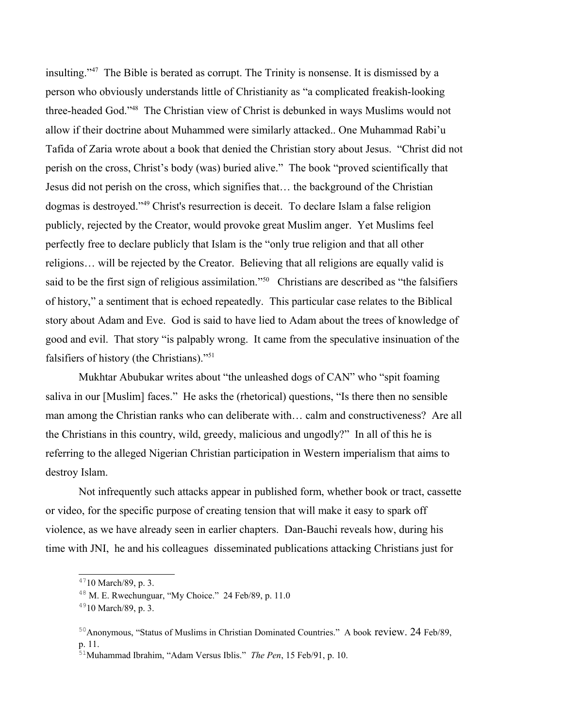insulting."[47] The Bible is berated as corrupt. The Trinity is nonsense. It is dismissed by a person who obviously understands little of Christianity as "a complicated freakish-looking three-headed God."[48] The Christian view of Christ is debunked in ways Muslims would not allow if their doctrine about Muhammed were similarly attacked.. One Muhammad Rabi'u Tafida of Zaria wrote about a book that denied the Christian story about Jesus. "Christ did not perish on the cross, Christ's body (was) buried alive." The book "proved scientifically that Jesus did not perish on the cross, which signifies that… the background of the Christian dogmas is destroyed."[49] Christ's resurrection is deceit. To declare Islam a false religion publicly, rejected by the Creator, would provoke great Muslim anger. Yet Muslims feel perfectly free to declare publicly that Islam is the "only true religion and that all other religions… will be rejected by the Creator. Believing that all religions are equally valid is said to be the first sign of religious assimilation."[50] Christians are described as "the falsifiers of history," a sentiment that is echoed repeatedly. This particular case relates to the Biblical story about Adam and Eve. God is said to have lied to Adam about the trees of knowledge of good and evil. That story "is palpably wrong. It came from the speculative insinuation of the falsifiers of history (the Christians)."[51]

Mukhtar Abubukar writes about "the unleashed dogs of CAN" who "spit foaming saliva in our [Muslim] faces." He asks the (rhetorical) questions, "Is there then no sensible man among the Christian ranks who can deliberate with… calm and constructiveness? Are all the Christians in this country, wild, greedy, malicious and ungodly?" In all of this he is referring to the alleged Nigerian Christian participation in Western imperialism that aims to destroy Islam.

Not infrequently such attacks appear in published form, whether book or tract, cassette or video, for the specific purpose of creating tension that will make it easy to spark off violence, as we have already seen in earlier chapters. Dan-Bauchi reveals how, during his time with JNI, he and his colleagues disseminated publications attacking Christians just for

---

[47] 10 March/89, p. 3.

[48] M. E. Rwechunguar, "My Choice." 24 Feb/89, p. 11.0

[49] 10 March/89, p. 3.

[50] Anonymous, "Status of Muslims in Christian Dominated Countries." A book review. 24 Feb/89, p. 11.

[51] Muhammad Ibrahim, "Adam Versus Iblis." *The Pen*, 15 Feb/91, p. 10.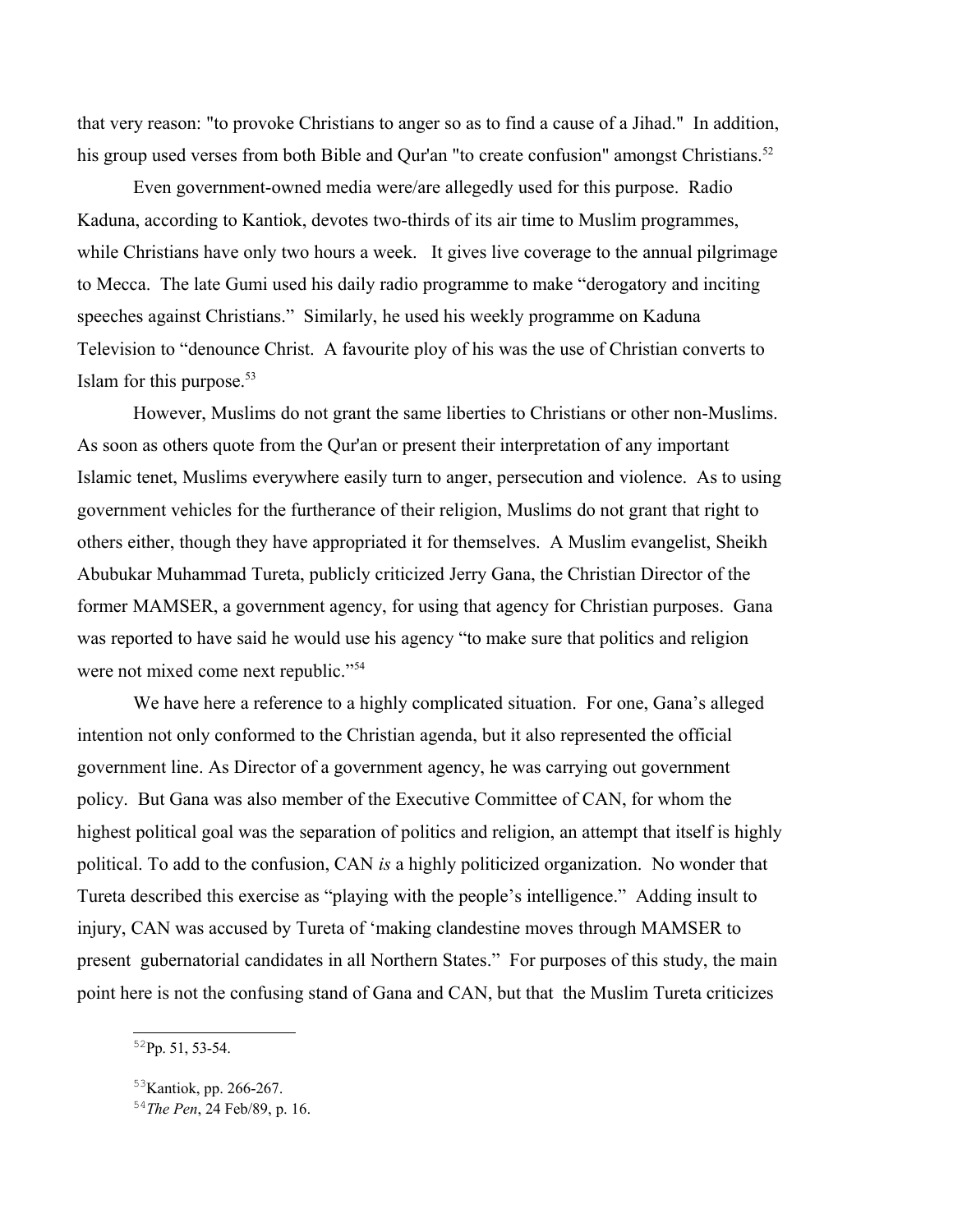that very reason: "to provoke Christians to anger so as to find a cause of a Jihad." In addition, his group used verses from both Bible and Qur'an "to create confusion" amongst Christians.[52]

Even government-owned media were/are allegedly used for this purpose. Radio Kaduna, according to Kantiok, devotes two-thirds of its air time to Muslim programmes, while Christians have only two hours a week. It gives live coverage to the annual pilgrimage to Mecca. The late Gumi used his daily radio programme to make "derogatory and inciting speeches against Christians." Similarly, he used his weekly programme on Kaduna Television to "denounce Christ. A favourite ploy of his was the use of Christian converts to Islam for this purpose.[53]

However, Muslims do not grant the same liberties to Christians or other non-Muslims. As soon as others quote from the Qur'an or present their interpretation of any important Islamic tenet, Muslims everywhere easily turn to anger, persecution and violence. As to using government vehicles for the furtherance of their religion, Muslims do not grant that right to others either, though they have appropriated it for themselves. A Muslim evangelist, Sheikh Abubukar Muhammad Tureta, publicly criticized Jerry Gana, the Christian Director of the former MAMSER, a government agency, for using that agency for Christian purposes. Gana was reported to have said he would use his agency "to make sure that politics and religion were not mixed come next republic."[54]

We have here a reference to a highly complicated situation. For one, Gana's alleged intention not only conformed to the Christian agenda, but it also represented the official government line. As Director of a government agency, he was carrying out government policy. But Gana was also member of the Executive Committee of CAN, for whom the highest political goal was the separation of politics and religion, an attempt that itself is highly political. To add to the confusion, CAN *is* a highly politicized organization. No wonder that Tureta described this exercise as "playing with the people's intelligence." Adding insult to injury, CAN was accused by Tureta of 'making clandestine moves through MAMSER to present gubernatorial candidates in all Northern States." For purposes of this study, the main point here is not the confusing stand of Gana and CAN, but that the Muslim Tureta criticizes

[52] Pp. 51, 53-54.

[53] Kantiok, pp. 266-267.

[54] *The Pen*, 24 Feb/89, p. 16.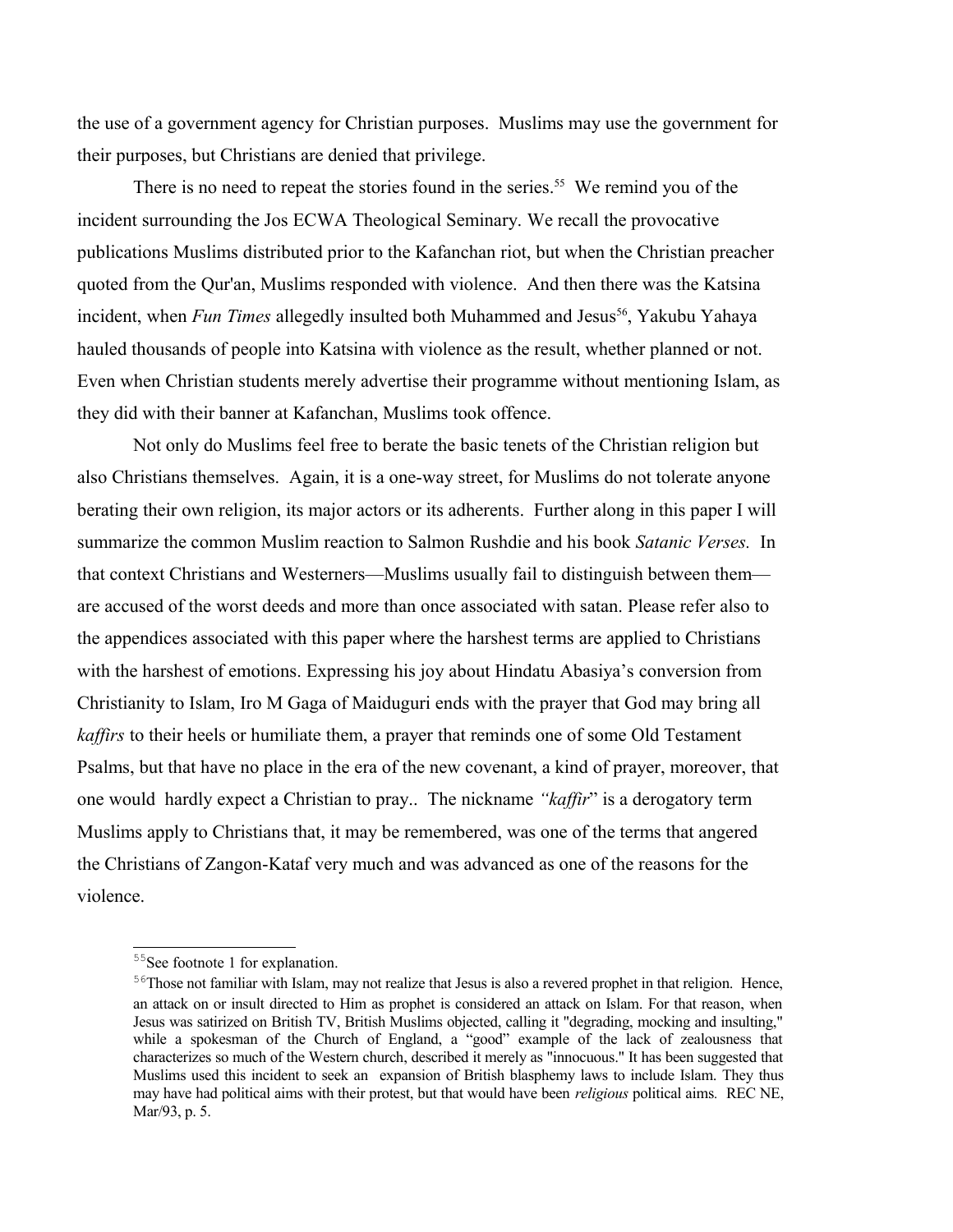the use of a government agency for Christian purposes. Muslims may use the government for their purposes, but Christians are denied that privilege.

There is no need to repeat the stories found in the series.[55] We remind you of the incident surrounding the Jos ECWA Theological Seminary. We recall the provocative publications Muslims distributed prior to the Kafanchan riot, but when the Christian preacher quoted from the Qur'an, Muslims responded with violence. And then there was the Katsina incident, when *Fun Times* allegedly insulted both Muhammed and Jesus[56], Yakubu Yahaya hauled thousands of people into Katsina with violence as the result, whether planned or not. Even when Christian students merely advertise their programme without mentioning Islam, as they did with their banner at Kafanchan, Muslims took offence.

Not only do Muslims feel free to berate the basic tenets of the Christian religion but also Christians themselves. Again, it is a one-way street, for Muslims do not tolerate anyone berating their own religion, its major actors or its adherents. Further along in this paper I will summarize the common Muslim reaction to Salmon Rushdie and his book *Satanic Verses.* In that context Christians and Westerners—Muslims usually fail to distinguish between them—are accused of the worst deeds and more than once associated with satan. Please refer also to the appendices associated with this paper where the harshest terms are applied to Christians with the harshest of emotions. Expressing his joy about Hindatu Abasiya's conversion from Christianity to Islam, Iro M Gaga of Maiduguri ends with the prayer that God may bring all *kaffirs* to their heels or humiliate them, a prayer that reminds one of some Old Testament Psalms, but that have no place in the era of the new covenant, a kind of prayer, moreover, that one would hardly expect a Christian to pray.. The nickname *"kaffir*" is a derogatory term Muslims apply to Christians that, it may be remembered, was one of the terms that angered the Christians of Zangon-Kataf very much and was advanced as one of the reasons for the violence.

---

[55] See footnote 1 for explanation.

[56] Those not familiar with Islam, may not realize that Jesus is also a revered prophet in that religion. Hence, an attack on or insult directed to Him as prophet is considered an attack on Islam. For that reason, when Jesus was satirized on British TV, British Muslims objected, calling it "degrading, mocking and insulting," while a spokesman of the Church of England, a "good" example of the lack of zealousness that characterizes so much of the Western church, described it merely as "innocuous." It has been suggested that Muslims used this incident to seek an expansion of British blasphemy laws to include Islam. They thus may have had political aims with their protest, but that would have been *religious* political aims. REC NE, Mar/93, p. 5.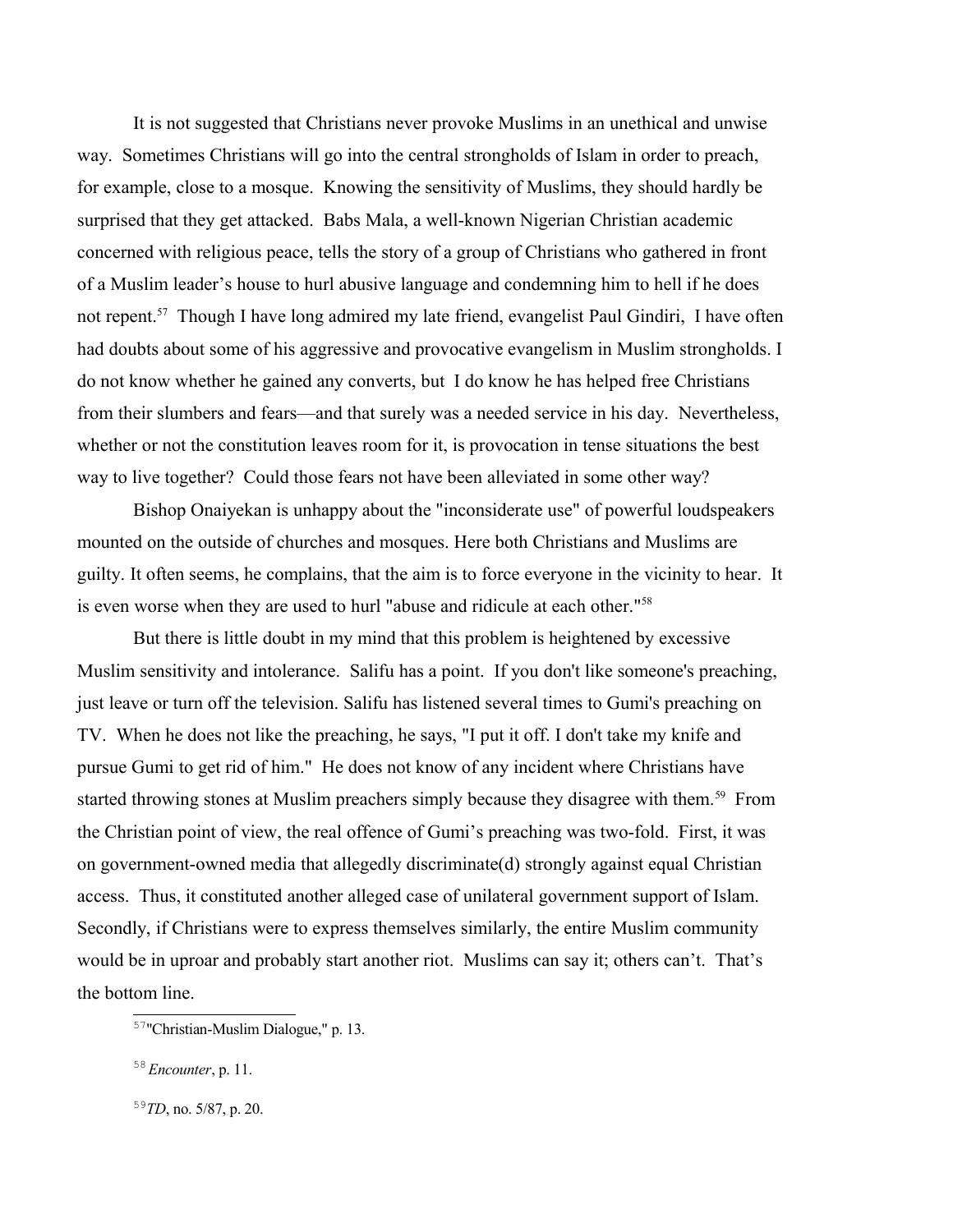It is not suggested that Christians never provoke Muslims in an unethical and unwise way. Sometimes Christians will go into the central strongholds of Islam in order to preach, for example, close to a mosque. Knowing the sensitivity of Muslims, they should hardly be surprised that they get attacked. Babs Mala, a well-known Nigerian Christian academic concerned with religious peace, tells the story of a group of Christians who gathered in front of a Muslim leader's house to hurl abusive language and condemning him to hell if he does not repent.[57] Though I have long admired my late friend, evangelist Paul Gindiri, I have often had doubts about some of his aggressive and provocative evangelism in Muslim strongholds. I do not know whether he gained any converts, but I do know he has helped free Christians from their slumbers and fears—and that surely was a needed service in his day. Nevertheless, whether or not the constitution leaves room for it, is provocation in tense situations the best way to live together? Could those fears not have been alleviated in some other way?

Bishop Onaiyekan is unhappy about the "inconsiderate use" of powerful loudspeakers mounted on the outside of churches and mosques. Here both Christians and Muslims are guilty. It often seems, he complains, that the aim is to force everyone in the vicinity to hear. It is even worse when they are used to hurl "abuse and ridicule at each other."[58]

But there is little doubt in my mind that this problem is heightened by excessive Muslim sensitivity and intolerance. Salifu has a point. If you don't like someone's preaching, just leave or turn off the television. Salifu has listened several times to Gumi's preaching on TV. When he does not like the preaching, he says, "I put it off. I don't take my knife and pursue Gumi to get rid of him." He does not know of any incident where Christians have started throwing stones at Muslim preachers simply because they disagree with them.[59] From the Christian point of view, the real offence of Gumi's preaching was two-fold. First, it was on government-owned media that allegedly discriminate(d) strongly against equal Christian access. Thus, it constituted another alleged case of unilateral government support of Islam. Secondly, if Christians were to express themselves similarly, the entire Muslim community would be in uproar and probably start another riot. Muslims can say it; others can't. That's the bottom line.

[57]"Christian-Muslim Dialogue," p. 13.

[58] *Encounter*, p. 11.

[59]*TD*, no. 5/87, p. 20.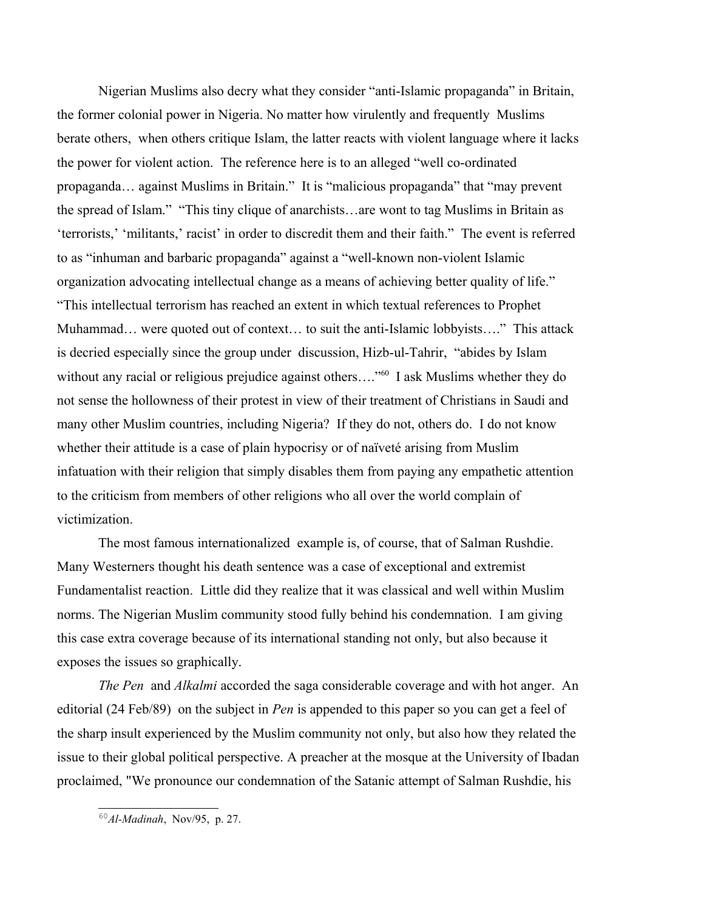Nigerian Muslims also decry what they consider "anti-Islamic propaganda" in Britain, the former colonial power in Nigeria. No matter how virulently and frequently Muslims berate others, when others critique Islam, the latter reacts with violent language where it lacks the power for violent action. The reference here is to an alleged "well co-ordinated propaganda… against Muslims in Britain." It is "malicious propaganda" that "may prevent the spread of Islam." "This tiny clique of anarchists…are wont to tag Muslims in Britain as 'terrorists,' 'militants,' racist' in order to discredit them and their faith." The event is referred to as "inhuman and barbaric propaganda" against a "well-known non-violent Islamic organization advocating intellectual change as a means of achieving better quality of life." "This intellectual terrorism has reached an extent in which textual references to Prophet Muhammad… were quoted out of context… to suit the anti-Islamic lobbyists…." This attack is decried especially since the group under discussion, Hizb-ul-Tahrir, "abides by Islam without any racial or religious prejudice against others…."[60] I ask Muslims whether they do not sense the hollowness of their protest in view of their treatment of Christians in Saudi and many other Muslim countries, including Nigeria? If they do not, others do. I do not know whether their attitude is a case of plain hypocrisy or of naïveté arising from Muslim infatuation with their religion that simply disables them from paying any empathetic attention to the criticism from members of other religions who all over the world complain of victimization.

The most famous internationalized example is, of course, that of Salman Rushdie. Many Westerners thought his death sentence was a case of exceptional and extremist Fundamentalist reaction. Little did they realize that it was classical and well within Muslim norms. The Nigerian Muslim community stood fully behind his condemnation. I am giving this case extra coverage because of its international standing not only, but also because it exposes the issues so graphically.

*The Pen* and *Alkalmi* accorded the saga considerable coverage and with hot anger. An editorial (24 Feb/89) on the subject in *Pen* is appended to this paper so you can get a feel of the sharp insult experienced by the Muslim community not only, but also how they related the issue to their global political perspective. A preacher at the mosque at the University of Ibadan proclaimed, "We pronounce our condemnation of the Satanic attempt of Salman Rushdie, his

[60] *Al-Madinah*, Nov/95, p. 27.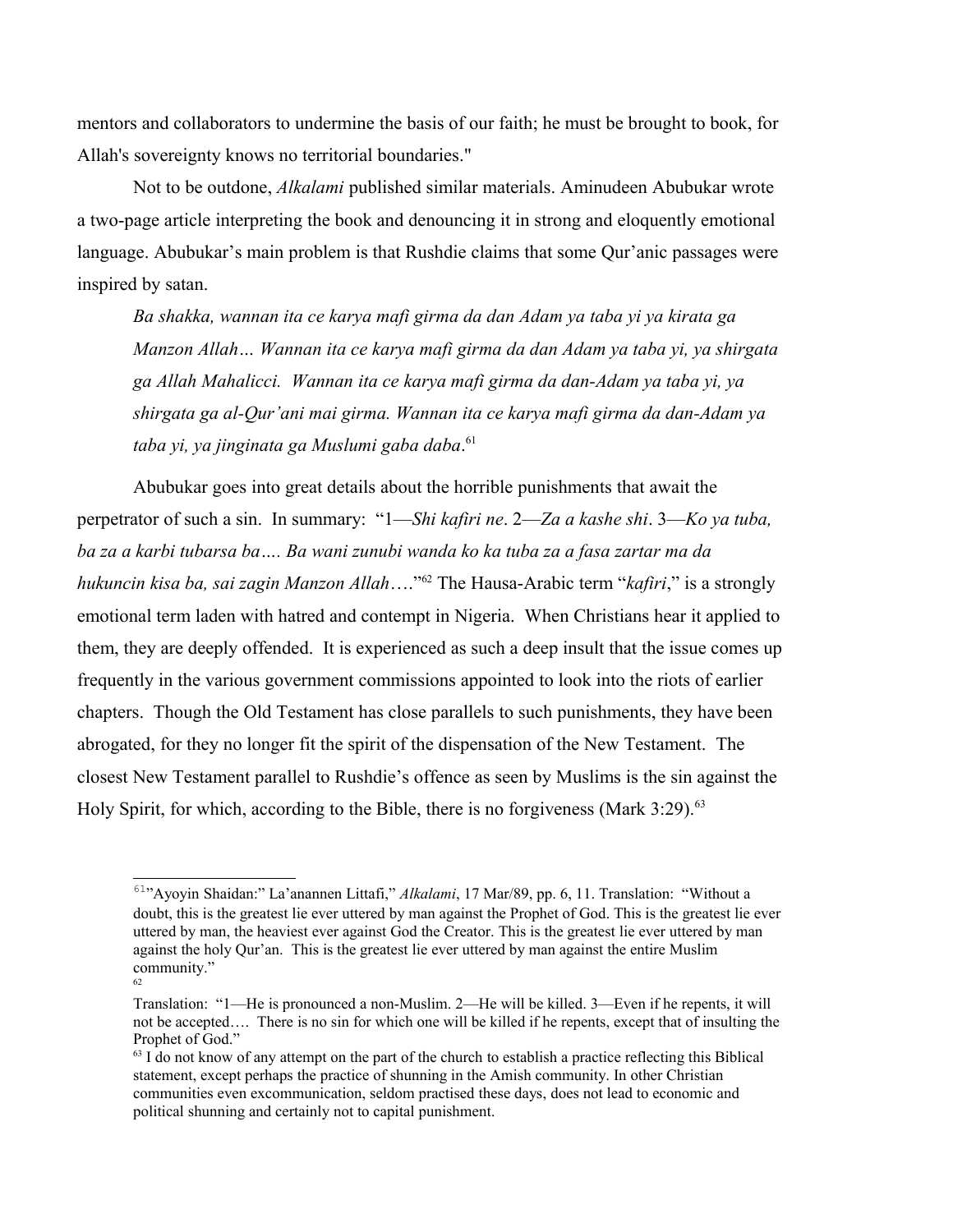mentors and collaborators to undermine the basis of our faith; he must be brought to book, for Allah's sovereignty knows no territorial boundaries."

Not to be outdone, *Alkalami* published similar materials. Aminudeen Abubukar wrote a two-page article interpreting the book and denouncing it in strong and eloquently emotional language. Abubukar's main problem is that Rushdie claims that some Qur'anic passages were inspired by satan.

> *Ba shakka, wannan ita ce karya mafi girma da dan Adam ya taba yi ya kirata ga Manzon Allah… Wannan ita ce karya mafi girma da dan Adam ya taba yi, ya shirgata ga Allah Mahalicci. Wannan ita ce karya mafi girma da dan-Adam ya taba yi, ya shirgata ga al-Qur'ani mai girma. Wannan ita ce karya mafi girma da dan-Adam ya taba yi, ya jinginata ga Muslumi gaba daba*.[61]

Abubukar goes into great details about the horrible punishments that await the perpetrator of such a sin. In summary: "1—*Shi kafiri ne*. 2—*Za a kashe shi*. 3—*Ko ya tuba, ba za a karbi tubarsa ba…. Ba wani zunubi wanda ko ka tuba za a fasa zartar ma da hukuncin kisa ba, sai zagin Manzon Allah*…."[62] The Hausa-Arabic term "*kafiri*," is a strongly emotional term laden with hatred and contempt in Nigeria. When Christians hear it applied to them, they are deeply offended. It is experienced as such a deep insult that the issue comes up frequently in the various government commissions appointed to look into the riots of earlier chapters. Though the Old Testament has close parallels to such punishments, they have been abrogated, for they no longer fit the spirit of the dispensation of the New Testament. The closest New Testament parallel to Rushdie's offence as seen by Muslims is the sin against the Holy Spirit, for which, according to the Bible, there is no forgiveness (Mark 3:29).[63]

---

[61] "Ayoyin Shaidan:" La'anannen Littafi," *Alkalami*, 17 Mar/89, pp. 6, 11. Translation: "Without a doubt, this is the greatest lie ever uttered by man against the Prophet of God. This is the greatest lie ever uttered by man, the heaviest ever against God the Creator. This is the greatest lie ever uttered by man against the holy Qur'an. This is the greatest lie ever uttered by man against the entire Muslim community."

[62] Translation: "1—He is pronounced a non-Muslim. 2—He will be killed. 3—Even if he repents, it will not be accepted…. There is no sin for which one will be killed if he repents, except that of insulting the Prophet of God."

[63] I do not know of any attempt on the part of the church to establish a practice reflecting this Biblical statement, except perhaps the practice of shunning in the Amish community. In other Christian communities even excommunication, seldom practised these days, does not lead to economic and political shunning and certainly not to capital punishment.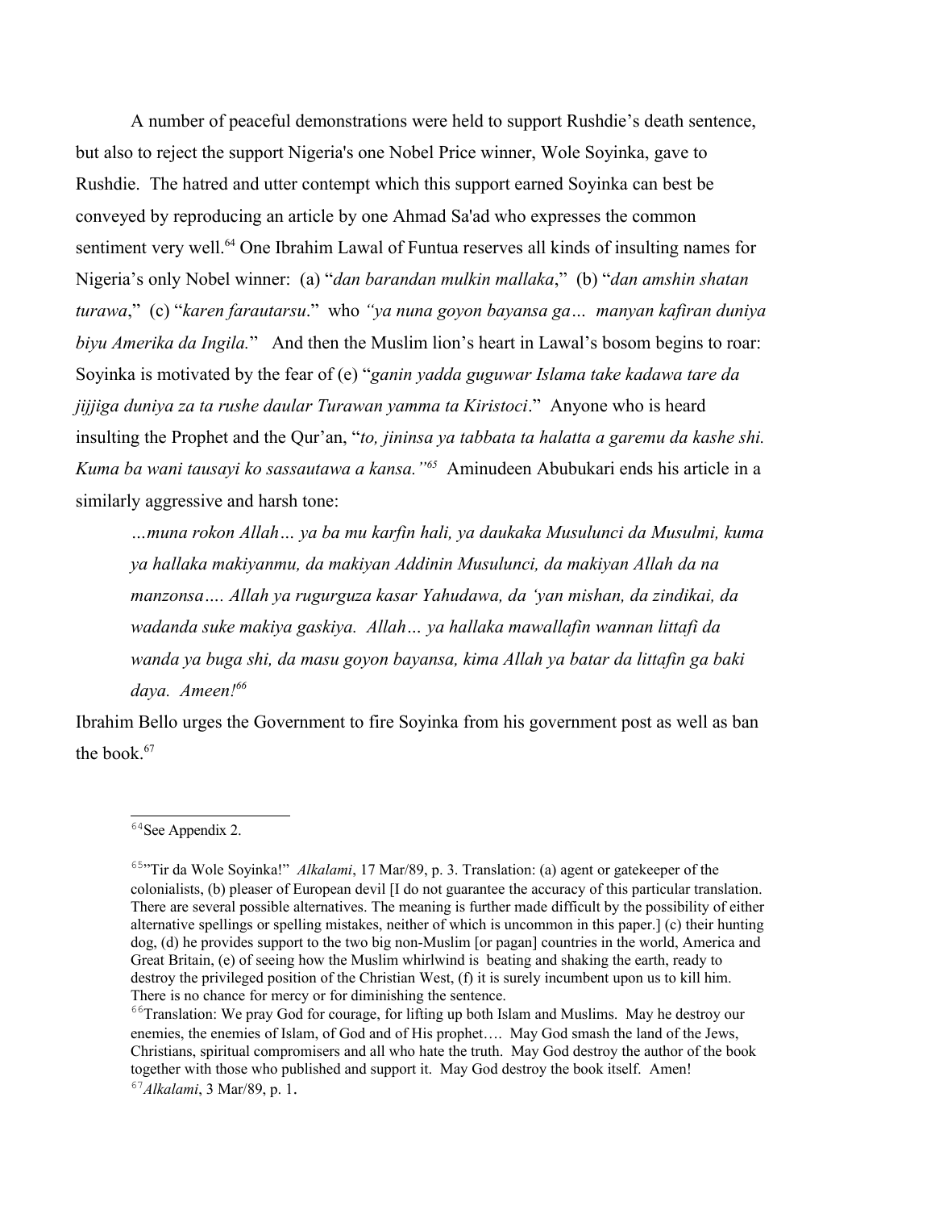A number of peaceful demonstrations were held to support Rushdie's death sentence, but also to reject the support Nigeria's one Nobel Price winner, Wole Soyinka, gave to Rushdie. The hatred and utter contempt which this support earned Soyinka can best be conveyed by reproducing an article by one Ahmad Sa'ad who expresses the common sentiment very well.[64] One Ibrahim Lawal of Funtua reserves all kinds of insulting names for Nigeria's only Nobel winner: (a) "*dan barandan mulkin mallaka*," (b) "*dan amshin shatan turawa*," (c) "*karen farautarsu*." who *"ya nuna goyon bayansa ga… manyan kafiran duniya biyu Amerika da Ingila.*" And then the Muslim lion's heart in Lawal's bosom begins to roar: Soyinka is motivated by the fear of (e) "*ganin yadda guguwar Islama take kadawa tare da jijjiga duniya za ta rushe daular Turawan yamma ta Kiristoci*." Anyone who is heard insulting the Prophet and the Qur'an, "*to, jininsa ya tabbata ta halatta a garemu da kashe shi. Kuma ba wani tausayi ko sassautawa a kansa."*[65] Aminudeen Abubukari ends his article in a similarly aggressive and harsh tone:

> *…muna rokon Allah… ya ba mu karfin hali, ya daukaka Musulunci da Musulmi, kuma ya hallaka makiyanmu, da makiyan Addinin Musulunci, da makiyan Allah da na manzonsa…. Allah ya rugurguza kasar Yahudawa, da 'yan mishan, da zindikai, da wadanda suke makiya gaskiya. Allah… ya hallaka mawallafin wannan littafi da wanda ya buga shi, da masu goyon bayansa, kima Allah ya batar da littafin ga baki daya. Ameen!*[66]

Ibrahim Bello urges the Government to fire Soyinka from his government post as well as ban the book.[67]

---

[64] See Appendix 2.

[65] "Tir da Wole Soyinka!" *Alkalami*, 17 Mar/89, p. 3. Translation: (a) agent or gatekeeper of the colonialists, (b) pleaser of European devil [I do not guarantee the accuracy of this particular translation. There are several possible alternatives. The meaning is further made difficult by the possibility of either alternative spellings or spelling mistakes, neither of which is uncommon in this paper.] (c) their hunting dog, (d) he provides support to the two big non-Muslim [or pagan] countries in the world, America and Great Britain, (e) of seeing how the Muslim whirlwind is beating and shaking the earth, ready to destroy the privileged position of the Christian West, (f) it is surely incumbent upon us to kill him. There is no chance for mercy or for diminishing the sentence.

[66] Translation: We pray God for courage, for lifting up both Islam and Muslims. May he destroy our enemies, the enemies of Islam, of God and of His prophet…. May God smash the land of the Jews, Christians, spiritual compromisers and all who hate the truth. May God destroy the author of the book together with those who published and support it. May God destroy the book itself. Amen!

[67] *Alkalami*, 3 Mar/89, p. 1.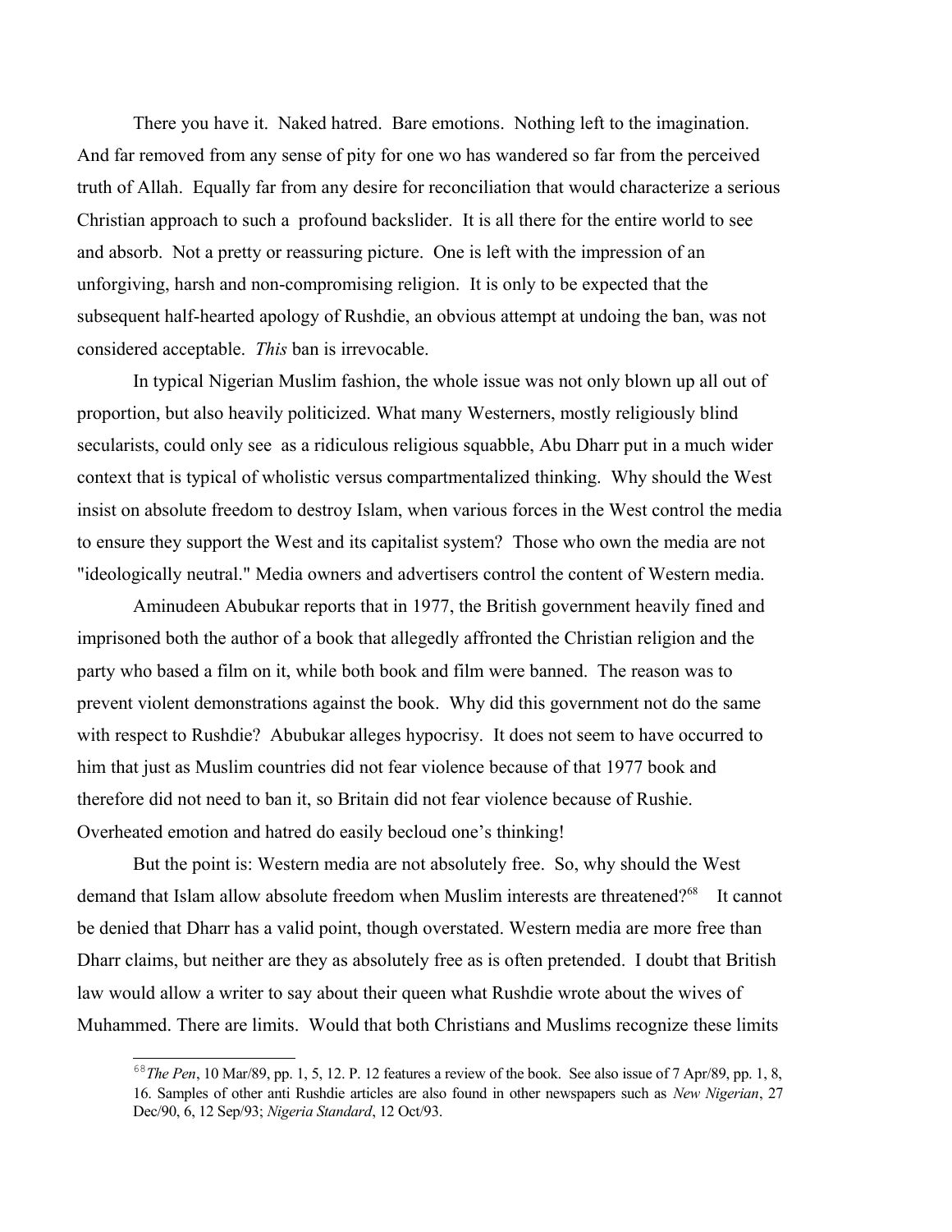There you have it. Naked hatred. Bare emotions. Nothing left to the imagination. And far removed from any sense of pity for one wo has wandered so far from the perceived truth of Allah. Equally far from any desire for reconciliation that would characterize a serious Christian approach to such a profound backslider. It is all there for the entire world to see and absorb. Not a pretty or reassuring picture. One is left with the impression of an unforgiving, harsh and non-compromising religion. It is only to be expected that the subsequent half-hearted apology of Rushdie, an obvious attempt at undoing the ban, was not considered acceptable. *This* ban is irrevocable.

In typical Nigerian Muslim fashion, the whole issue was not only blown up all out of proportion, but also heavily politicized. What many Westerners, mostly religiously blind secularists, could only see as a ridiculous religious squabble, Abu Dharr put in a much wider context that is typical of wholistic versus compartmentalized thinking. Why should the West insist on absolute freedom to destroy Islam, when various forces in the West control the media to ensure they support the West and its capitalist system? Those who own the media are not "ideologically neutral." Media owners and advertisers control the content of Western media.

Aminudeen Abubukar reports that in 1977, the British government heavily fined and imprisoned both the author of a book that allegedly affronted the Christian religion and the party who based a film on it, while both book and film were banned. The reason was to prevent violent demonstrations against the book. Why did this government not do the same with respect to Rushdie? Abubukar alleges hypocrisy. It does not seem to have occurred to him that just as Muslim countries did not fear violence because of that 1977 book and therefore did not need to ban it, so Britain did not fear violence because of Rushie. Overheated emotion and hatred do easily becloud one's thinking!

But the point is: Western media are not absolutely free. So, why should the West demand that Islam allow absolute freedom when Muslim interests are threatened?[68] It cannot be denied that Dharr has a valid point, though overstated. Western media are more free than Dharr claims, but neither are they as absolutely free as is often pretended. I doubt that British law would allow a writer to say about their queen what Rushdie wrote about the wives of Muhammed. There are limits. Would that both Christians and Muslims recognize these limits

---

[68] *The Pen*, 10 Mar/89, pp. 1, 5, 12. P. 12 features a review of the book. See also issue of 7 Apr/89, pp. 1, 8, 16. Samples of other anti Rushdie articles are also found in other newspapers such as *New Nigerian*, 27 Dec/90, 6, 12 Sep/93; *Nigeria Standard*, 12 Oct/93.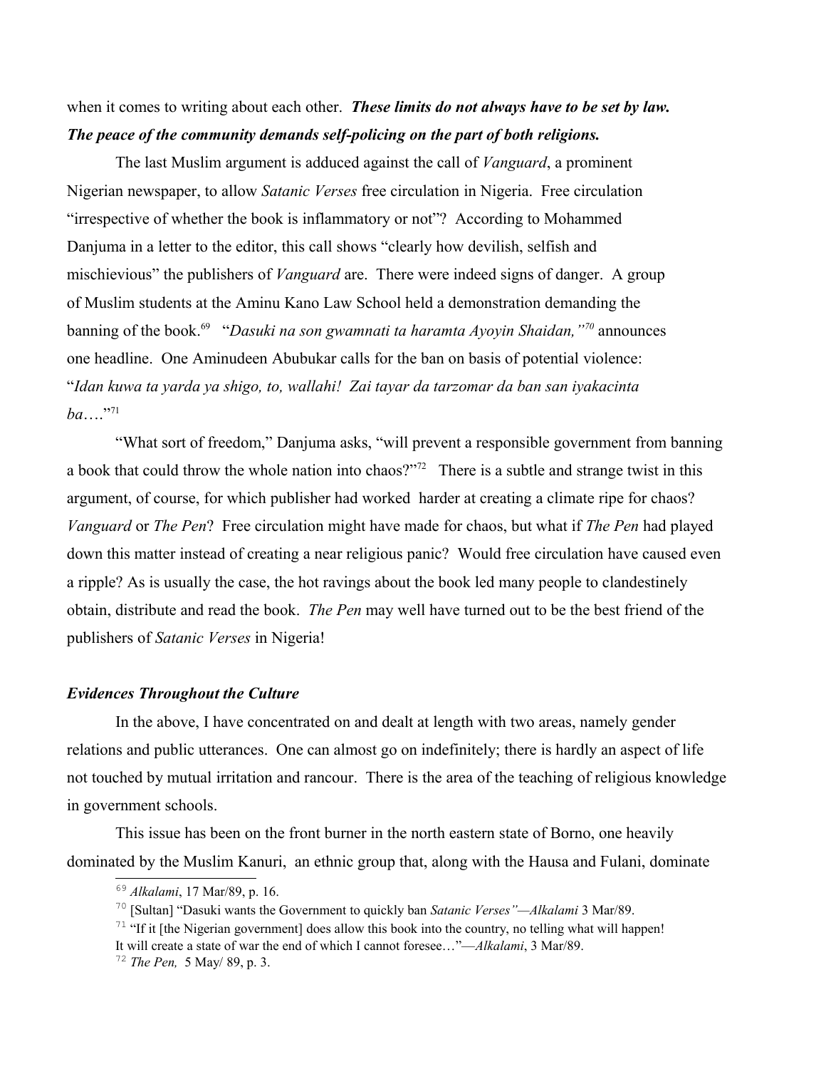when it comes to writing about each other. ***These limits do not always have to be set by law. The peace of the community demands self-policing on the part of both religions.***

The last Muslim argument is adduced against the call of *Vanguard*, a prominent Nigerian newspaper, to allow *Satanic Verses* free circulation in Nigeria. Free circulation "irrespective of whether the book is inflammatory or not"? According to Mohammed Danjuma in a letter to the editor, this call shows "clearly how devilish, selfish and mischievious" the publishers of *Vanguard* are. There were indeed signs of danger. A group of Muslim students at the Aminu Kano Law School held a demonstration demanding the banning of the book.[69] "*Dasuki na son gwamnati ta haramta Ayoyin Shaidan,"*[70] announces one headline. One Aminudeen Abubukar calls for the ban on basis of potential violence: "*Idan kuwa ta yarda ya shigo, to, wallahi! Zai tayar da tarzomar da ban san iyakacinta ba*…."[71]

"What sort of freedom," Danjuma asks, "will prevent a responsible government from banning a book that could throw the whole nation into chaos?"[72] There is a subtle and strange twist in this argument, of course, for which publisher had worked harder at creating a climate ripe for chaos? *Vanguard* or *The Pen*? Free circulation might have made for chaos, but what if *The Pen* had played down this matter instead of creating a near religious panic? Would free circulation have caused even a ripple? As is usually the case, the hot ravings about the book led many people to clandestinely obtain, distribute and read the book. *The Pen* may well have turned out to be the best friend of the publishers of *Satanic Verses* in Nigeria!

### *Evidences Throughout the Culture*

In the above, I have concentrated on and dealt at length with two areas, namely gender relations and public utterances. One can almost go on indefinitely; there is hardly an aspect of life not touched by mutual irritation and rancour. There is the area of the teaching of religious knowledge in government schools.

This issue has been on the front burner in the north eastern state of Borno, one heavily dominated by the Muslim Kanuri, an ethnic group that, along with the Hausa and Fulani, dominate

---

[69] *Alkalami*, 17 Mar/89, p. 16.

[70] [Sultan] "Dasuki wants the Government to quickly ban *Satanic Verses"—Alkalami* 3 Mar/89.

[71] "If it [the Nigerian government] does allow this book into the country, no telling what will happen! It will create a state of war the end of which I cannot foresee…"—*Alkalami*, 3 Mar/89.

[72] *The Pen,* 5 May/ 89, p. 3.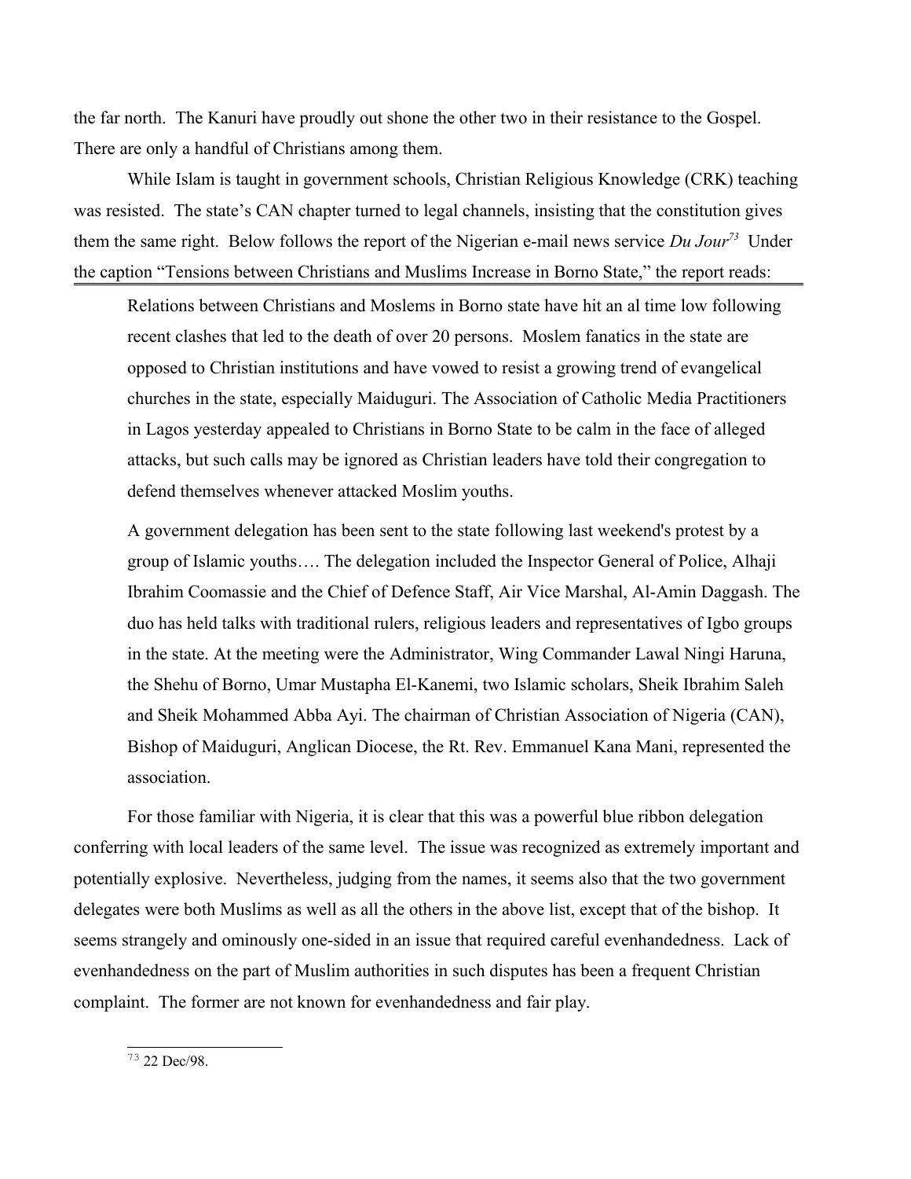the far north. The Kanuri have proudly out shone the other two in their resistance to the Gospel. There are only a handful of Christians among them.

While Islam is taught in government schools, Christian Religious Knowledge (CRK) teaching was resisted. The state's CAN chapter turned to legal channels, insisting that the constitution gives them the same right. Below follows the report of the Nigerian e-mail news service *Du Jour*[73] Under the caption "Tensions between Christians and Muslims Increase in Borno State," the report reads:

> Relations between Christians and Moslems in Borno state have hit an al time low following recent clashes that led to the death of over 20 persons. Moslem fanatics in the state are opposed to Christian institutions and have vowed to resist a growing trend of evangelical churches in the state, especially Maiduguri. The Association of Catholic Media Practitioners in Lagos yesterday appealed to Christians in Borno State to be calm in the face of alleged attacks, but such calls may be ignored as Christian leaders have told their congregation to defend themselves whenever attacked Moslim youths.
>
> A government delegation has been sent to the state following last weekend's protest by a group of Islamic youths…. The delegation included the Inspector General of Police, Alhaji Ibrahim Coomassie and the Chief of Defence Staff, Air Vice Marshal, Al-Amin Daggash. The duo has held talks with traditional rulers, religious leaders and representatives of Igbo groups in the state. At the meeting were the Administrator, Wing Commander Lawal Ningi Haruna, the Shehu of Borno, Umar Mustapha El-Kanemi, two Islamic scholars, Sheik Ibrahim Saleh and Sheik Mohammed Abba Ayi. The chairman of Christian Association of Nigeria (CAN), Bishop of Maiduguri, Anglican Diocese, the Rt. Rev. Emmanuel Kana Mani, represented the association.

For those familiar with Nigeria, it is clear that this was a powerful blue ribbon delegation conferring with local leaders of the same level. The issue was recognized as extremely important and potentially explosive. Nevertheless, judging from the names, it seems also that the two government delegates were both Muslims as well as all the others in the above list, except that of the bishop. It seems strangely and ominously one-sided in an issue that required careful evenhandedness. Lack of evenhandedness on the part of Muslim authorities in such disputes has been a frequent Christian complaint. The former are not known for evenhandedness and fair play.

---

[73] 22 Dec/98.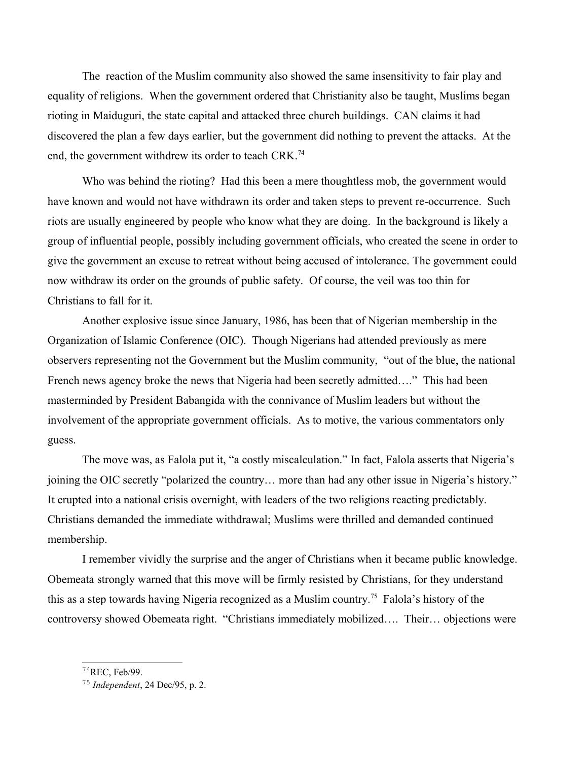The reaction of the Muslim community also showed the same insensitivity to fair play and equality of religions. When the government ordered that Christianity also be taught, Muslims began rioting in Maiduguri, the state capital and attacked three church buildings. CAN claims it had discovered the plan a few days earlier, but the government did nothing to prevent the attacks. At the end, the government withdrew its order to teach CRK.[74]

Who was behind the rioting? Had this been a mere thoughtless mob, the government would have known and would not have withdrawn its order and taken steps to prevent re-occurrence. Such riots are usually engineered by people who know what they are doing. In the background is likely a group of influential people, possibly including government officials, who created the scene in order to give the government an excuse to retreat without being accused of intolerance. The government could now withdraw its order on the grounds of public safety. Of course, the veil was too thin for Christians to fall for it.

Another explosive issue since January, 1986, has been that of Nigerian membership in the Organization of Islamic Conference (OIC). Though Nigerians had attended previously as mere observers representing not the Government but the Muslim community, "out of the blue, the national French news agency broke the news that Nigeria had been secretly admitted…." This had been masterminded by President Babangida with the connivance of Muslim leaders but without the involvement of the appropriate government officials. As to motive, the various commentators only guess.

The move was, as Falola put it, "a costly miscalculation." In fact, Falola asserts that Nigeria's joining the OIC secretly "polarized the country… more than had any other issue in Nigeria's history." It erupted into a national crisis overnight, with leaders of the two religions reacting predictably. Christians demanded the immediate withdrawal; Muslims were thrilled and demanded continued membership.

I remember vividly the surprise and the anger of Christians when it became public knowledge. Obemeata strongly warned that this move will be firmly resisted by Christians, for they understand this as a step towards having Nigeria recognized as a Muslim country.[75] Falola's history of the controversy showed Obemeata right. "Christians immediately mobilized…. Their… objections were

---

[74] REC, Feb/99.

[75] *Independent*, 24 Dec/95, p. 2.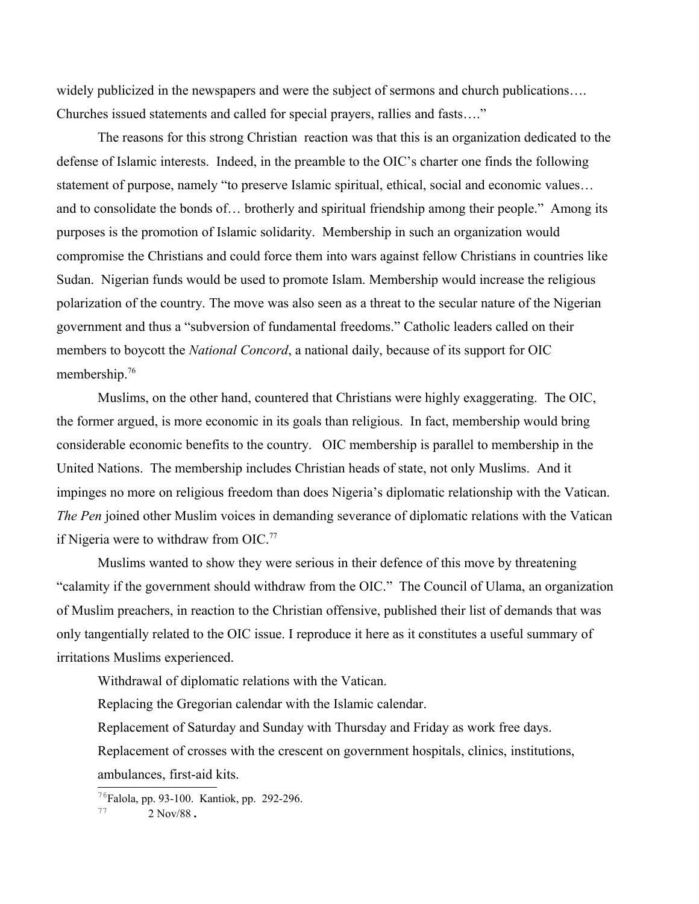widely publicized in the newspapers and were the subject of sermons and church publications…. Churches issued statements and called for special prayers, rallies and fasts…."

The reasons for this strong Christian reaction was that this is an organization dedicated to the defense of Islamic interests. Indeed, in the preamble to the OIC's charter one finds the following statement of purpose, namely "to preserve Islamic spiritual, ethical, social and economic values… and to consolidate the bonds of… brotherly and spiritual friendship among their people." Among its purposes is the promotion of Islamic solidarity. Membership in such an organization would compromise the Christians and could force them into wars against fellow Christians in countries like Sudan. Nigerian funds would be used to promote Islam. Membership would increase the religious polarization of the country. The move was also seen as a threat to the secular nature of the Nigerian government and thus a "subversion of fundamental freedoms." Catholic leaders called on their members to boycott the *National Concord*, a national daily, because of its support for OIC membership.[76]

Muslims, on the other hand, countered that Christians were highly exaggerating. The OIC, the former argued, is more economic in its goals than religious. In fact, membership would bring considerable economic benefits to the country. OIC membership is parallel to membership in the United Nations. The membership includes Christian heads of state, not only Muslims. And it impinges no more on religious freedom than does Nigeria's diplomatic relationship with the Vatican. *The Pen* joined other Muslim voices in demanding severance of diplomatic relations with the Vatican if Nigeria were to withdraw from OIC.[77]

Muslims wanted to show they were serious in their defence of this move by threatening "calamity if the government should withdraw from the OIC." The Council of Ulama, an organization of Muslim preachers, in reaction to the Christian offensive, published their list of demands that was only tangentially related to the OIC issue. I reproduce it here as it constitutes a useful summary of irritations Muslims experienced.

Withdrawal of diplomatic relations with the Vatican.

Replacing the Gregorian calendar with the Islamic calendar.

Replacement of Saturday and Sunday with Thursday and Friday as work free days.

Replacement of crosses with the crescent on government hospitals, clinics, institutions, ambulances, first-aid kits.

---

[76] Falola, pp. 93-100. Kantiok, pp. 292-296.

[77] 2 Nov/88 .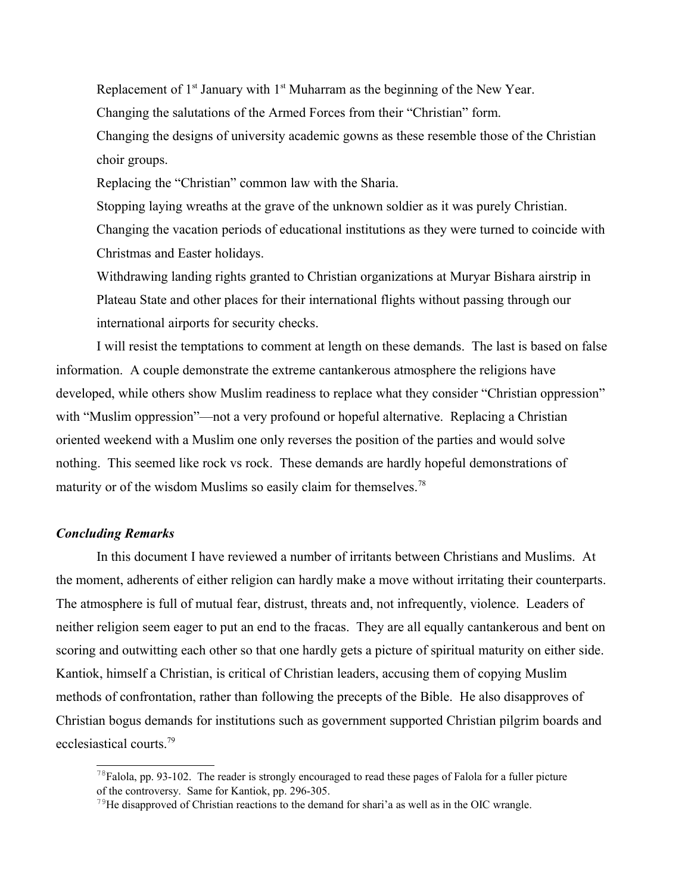Replacement of 1st January with 1st Muharram as the beginning of the New Year.

Changing the salutations of the Armed Forces from their "Christian" form.

Changing the designs of university academic gowns as these resemble those of the Christian choir groups.

Replacing the "Christian" common law with the Sharia.

Stopping laying wreaths at the grave of the unknown soldier as it was purely Christian.

Changing the vacation periods of educational institutions as they were turned to coincide with Christmas and Easter holidays.

Withdrawing landing rights granted to Christian organizations at Muryar Bishara airstrip in Plateau State and other places for their international flights without passing through our international airports for security checks.

I will resist the temptations to comment at length on these demands. The last is based on false information. A couple demonstrate the extreme cantankerous atmosphere the religions have developed, while others show Muslim readiness to replace what they consider "Christian oppression" with "Muslim oppression"—not a very profound or hopeful alternative. Replacing a Christian oriented weekend with a Muslim one only reverses the position of the parties and would solve nothing. This seemed like rock vs rock. These demands are hardly hopeful demonstrations of maturity or of the wisdom Muslims so easily claim for themselves.[78]

### *Concluding Remarks*

In this document I have reviewed a number of irritants between Christians and Muslims. At the moment, adherents of either religion can hardly make a move without irritating their counterparts. The atmosphere is full of mutual fear, distrust, threats and, not infrequently, violence. Leaders of neither religion seem eager to put an end to the fracas. They are all equally cantankerous and bent on scoring and outwitting each other so that one hardly gets a picture of spiritual maturity on either side. Kantiok, himself a Christian, is critical of Christian leaders, accusing them of copying Muslim methods of confrontation, rather than following the precepts of the Bible. He also disapproves of Christian bogus demands for institutions such as government supported Christian pilgrim boards and ecclesiastical courts.[79]

---

[78] Falola, pp. 93-102. The reader is strongly encouraged to read these pages of Falola for a fuller picture of the controversy. Same for Kantiok, pp. 296-305.

[79] He disapproved of Christian reactions to the demand for shari'a as well as in the OIC wrangle.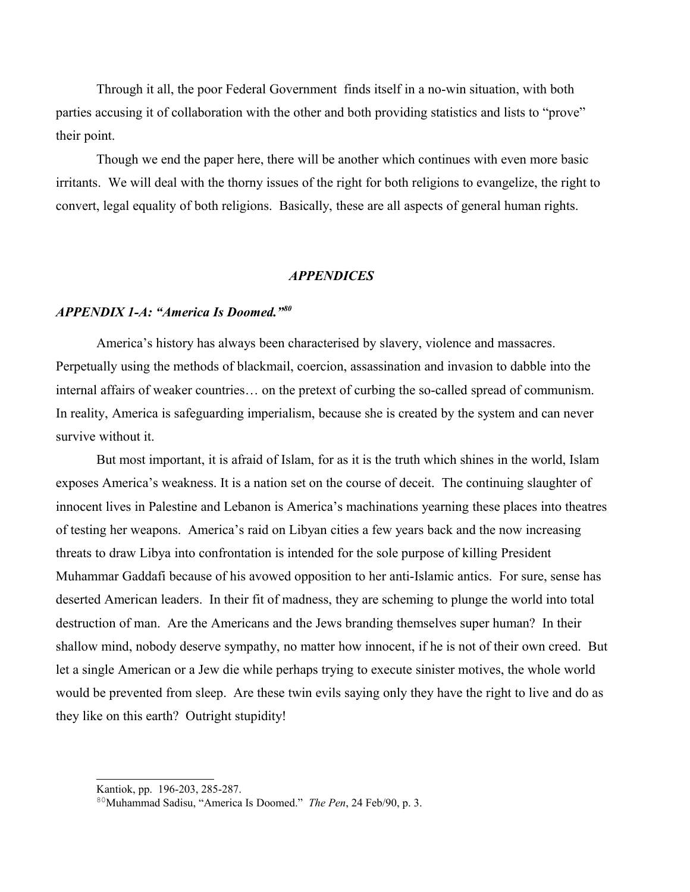Through it all, the poor Federal Government finds itself in a no-win situation, with both parties accusing it of collaboration with the other and both providing statistics and lists to "prove" their point.

Though we end the paper here, there will be another which continues with even more basic irritants. We will deal with the thorny issues of the right for both religions to evangelize, the right to convert, legal equality of both religions. Basically, these are all aspects of general human rights.

## *APPENDICES*

### *APPENDIX 1-A: "America Is Doomed."*[80]

America's history has always been characterised by slavery, violence and massacres. Perpetually using the methods of blackmail, coercion, assassination and invasion to dabble into the internal affairs of weaker countries… on the pretext of curbing the so-called spread of communism. In reality, America is safeguarding imperialism, because she is created by the system and can never survive without it.

But most important, it is afraid of Islam, for as it is the truth which shines in the world, Islam exposes America's weakness. It is a nation set on the course of deceit. The continuing slaughter of innocent lives in Palestine and Lebanon is America's machinations yearning these places into theatres of testing her weapons. America's raid on Libyan cities a few years back and the now increasing threats to draw Libya into confrontation is intended for the sole purpose of killing President Muhammar Gaddafi because of his avowed opposition to her anti-Islamic antics. For sure, sense has deserted American leaders. In their fit of madness, they are scheming to plunge the world into total destruction of man. Are the Americans and the Jews branding themselves super human? In their shallow mind, nobody deserve sympathy, no matter how innocent, if he is not of their own creed. But let a single American or a Jew die while perhaps trying to execute sinister motives, the whole world would be prevented from sleep. Are these twin evils saying only they have the right to live and do as they like on this earth? Outright stupidity!

---

Kantiok, pp. 196-203, 285-287.

[80] Muhammad Sadisu, "America Is Doomed." *The Pen*, 24 Feb/90, p. 3.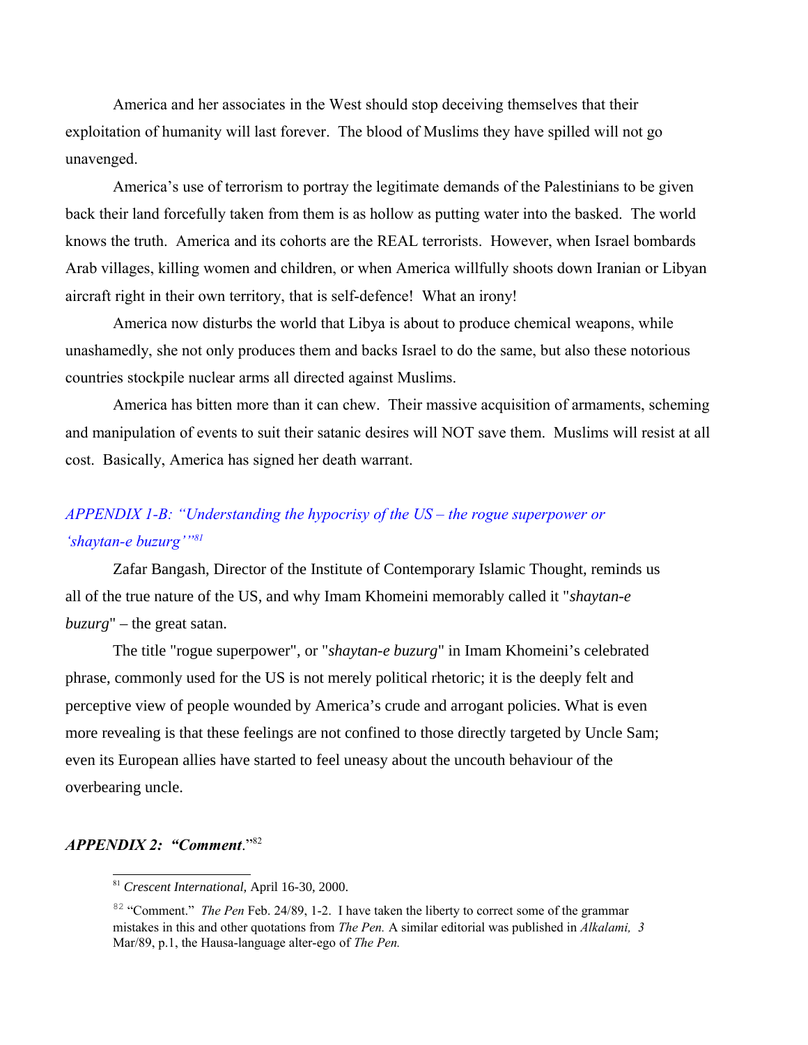America and her associates in the West should stop deceiving themselves that their exploitation of humanity will last forever. The blood of Muslims they have spilled will not go unavenged.

America's use of terrorism to portray the legitimate demands of the Palestinians to be given back their land forcefully taken from them is as hollow as putting water into the basked. The world knows the truth. America and its cohorts are the REAL terrorists. However, when Israel bombards Arab villages, killing women and children, or when America willfully shoots down Iranian or Libyan aircraft right in their own territory, that is self-defence! What an irony!

America now disturbs the world that Libya is about to produce chemical weapons, while unashamedly, she not only produces them and backs Israel to do the same, but also these notorious countries stockpile nuclear arms all directed against Muslims.

America has bitten more than it can chew. Their massive acquisition of armaments, scheming and manipulation of events to suit their satanic desires will NOT save them. Muslims will resist at all cost. Basically, America has signed her death warrant.

### *APPENDIX 1-B: "Understanding the hypocrisy of the US – the rogue superpower or 'shaytan-e buzurg'"*[81]

Zafar Bangash, Director of the Institute of Contemporary Islamic Thought, reminds us all of the true nature of the US, and why Imam Khomeini memorably called it "*shaytan-e buzurg*" – the great satan.

The title "rogue superpower", or "*shaytan-e buzurg*" in Imam Khomeini's celebrated phrase, commonly used for the US is not merely political rhetoric; it is the deeply felt and perceptive view of people wounded by America's crude and arrogant policies. What is even more revealing is that these feelings are not confined to those directly targeted by Uncle Sam; even its European allies have started to feel uneasy about the uncouth behaviour of the overbearing uncle.

### ***APPENDIX 2: "Comment."***[82]

---

[81] *Crescent International,* April 16-30, 2000.

[82] "Comment." *The Pen* Feb. 24/89, 1-2. I have taken the liberty to correct some of the grammar mistakes in this and other quotations from *The Pen.* A similar editorial was published in *Alkalami, 3* Mar/89, p.1, the Hausa-language alter-ego of *The Pen.*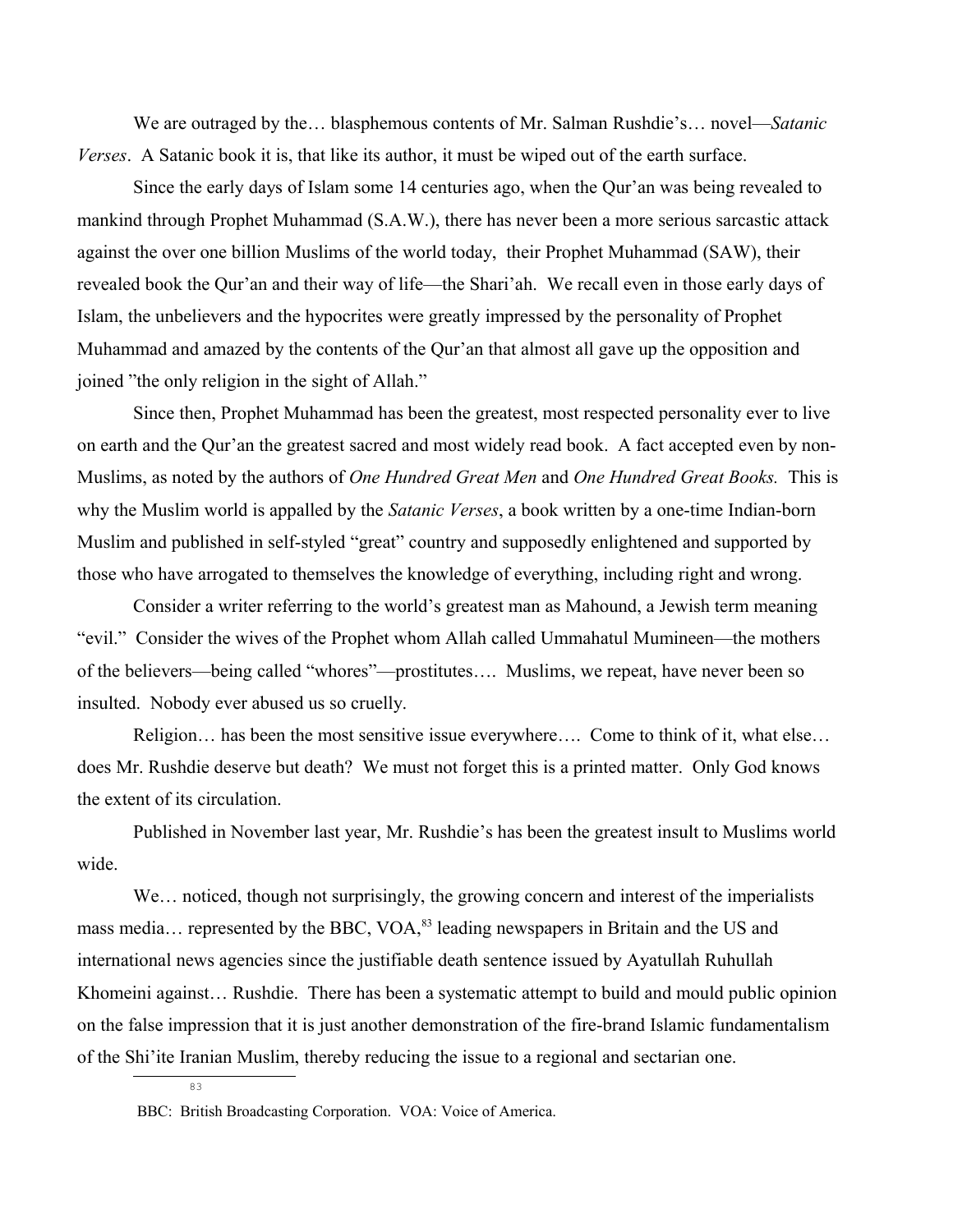We are outraged by the… blasphemous contents of Mr. Salman Rushdie's… novel—*Satanic Verses*. A Satanic book it is, that like its author, it must be wiped out of the earth surface.

Since the early days of Islam some 14 centuries ago, when the Qur'an was being revealed to mankind through Prophet Muhammad (S.A.W.), there has never been a more serious sarcastic attack against the over one billion Muslims of the world today, their Prophet Muhammad (SAW), their revealed book the Qur'an and their way of life—the Shari'ah. We recall even in those early days of Islam, the unbelievers and the hypocrites were greatly impressed by the personality of Prophet Muhammad and amazed by the contents of the Qur'an that almost all gave up the opposition and joined "the only religion in the sight of Allah."

Since then, Prophet Muhammad has been the greatest, most respected personality ever to live on earth and the Qur'an the greatest sacred and most widely read book. A fact accepted even by non-Muslims, as noted by the authors of *One Hundred Great Men* and *One Hundred Great Books.* This is why the Muslim world is appalled by the *Satanic Verses*, a book written by a one-time Indian-born Muslim and published in self-styled "great" country and supposedly enlightened and supported by those who have arrogated to themselves the knowledge of everything, including right and wrong.

Consider a writer referring to the world's greatest man as Mahound, a Jewish term meaning "evil." Consider the wives of the Prophet whom Allah called Ummahatul Mumineen—the mothers of the believers—being called "whores"—prostitutes…. Muslims, we repeat, have never been so insulted. Nobody ever abused us so cruelly.

Religion… has been the most sensitive issue everywhere…. Come to think of it, what else… does Mr. Rushdie deserve but death? We must not forget this is a printed matter. Only God knows the extent of its circulation.

Published in November last year, Mr. Rushdie's has been the greatest insult to Muslims world wide.

We… noticed, though not surprisingly, the growing concern and interest of the imperialists mass media… represented by the BBC, VOA,[83] leading newspapers in Britain and the US and international news agencies since the justifiable death sentence issued by Ayatullah Ruhullah Khomeini against… Rushdie. There has been a systematic attempt to build and mould public opinion on the false impression that it is just another demonstration of the fire-brand Islamic fundamentalism of the Shi'ite Iranian Muslim, thereby reducing the issue to a regional and sectarian one.

[83] BBC: British Broadcasting Corporation. VOA: Voice of America.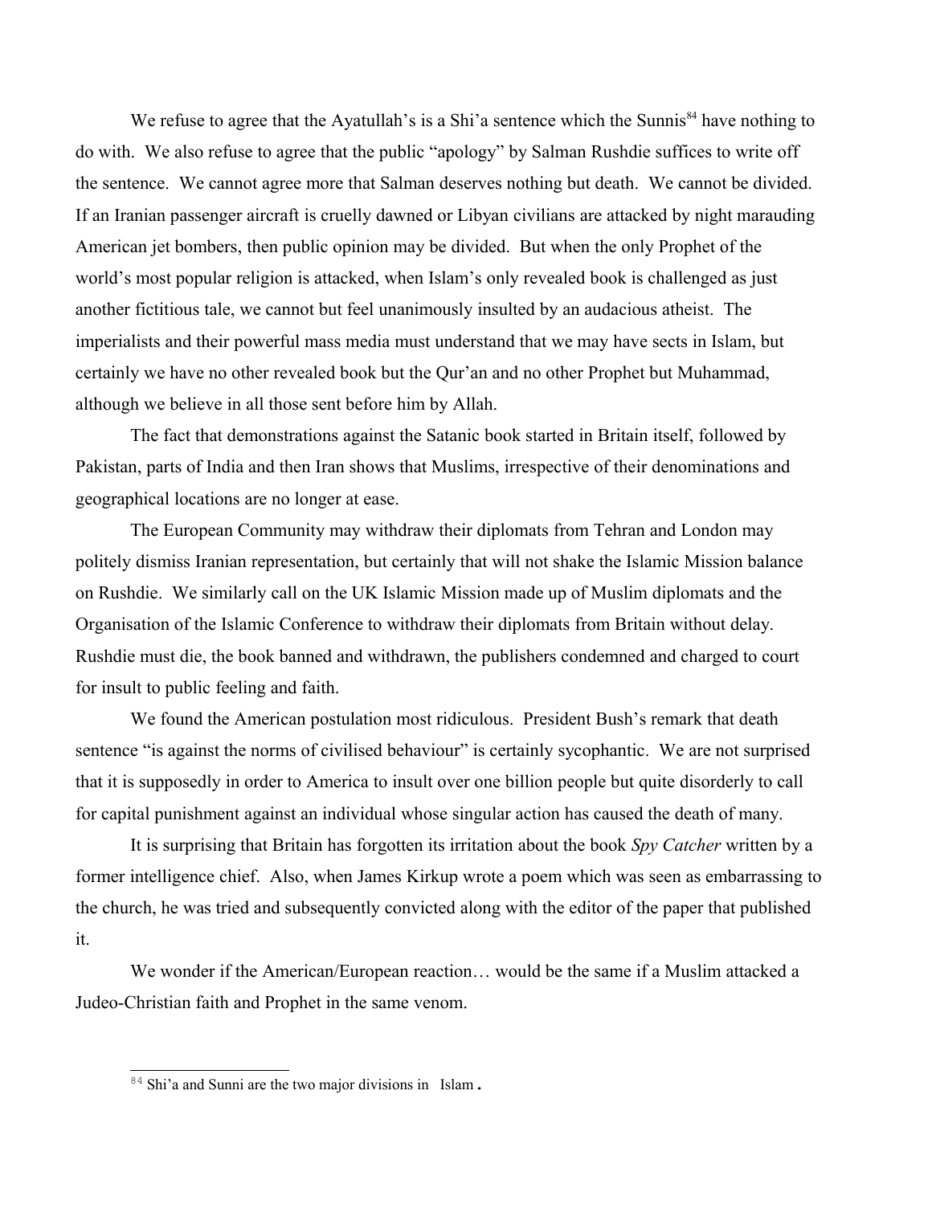We refuse to agree that the Ayatullah's is a Shi'a sentence which the Sunnis[84] have nothing to do with. We also refuse to agree that the public "apology" by Salman Rushdie suffices to write off the sentence. We cannot agree more that Salman deserves nothing but death. We cannot be divided. If an Iranian passenger aircraft is cruelly dawned or Libyan civilians are attacked by night marauding American jet bombers, then public opinion may be divided. But when the only Prophet of the world's most popular religion is attacked, when Islam's only revealed book is challenged as just another fictitious tale, we cannot but feel unanimously insulted by an audacious atheist. The imperialists and their powerful mass media must understand that we may have sects in Islam, but certainly we have no other revealed book but the Qur'an and no other Prophet but Muhammad, although we believe in all those sent before him by Allah.

The fact that demonstrations against the Satanic book started in Britain itself, followed by Pakistan, parts of India and then Iran shows that Muslims, irrespective of their denominations and geographical locations are no longer at ease.

The European Community may withdraw their diplomats from Tehran and London may politely dismiss Iranian representation, but certainly that will not shake the Islamic Mission balance on Rushdie. We similarly call on the UK Islamic Mission made up of Muslim diplomats and the Organisation of the Islamic Conference to withdraw their diplomats from Britain without delay. Rushdie must die, the book banned and withdrawn, the publishers condemned and charged to court for insult to public feeling and faith.

We found the American postulation most ridiculous. President Bush's remark that death sentence "is against the norms of civilised behaviour" is certainly sycophantic. We are not surprised that it is supposedly in order to America to insult over one billion people but quite disorderly to call for capital punishment against an individual whose singular action has caused the death of many.

It is surprising that Britain has forgotten its irritation about the book *Spy Catcher* written by a former intelligence chief. Also, when James Kirkup wrote a poem which was seen as embarrassing to the church, he was tried and subsequently convicted along with the editor of the paper that published it.

We wonder if the American/European reaction… would be the same if a Muslim attacked a Judeo-Christian faith and Prophet in the same venom.

---

[84] Shi'a and Sunni are the two major divisions in Islam.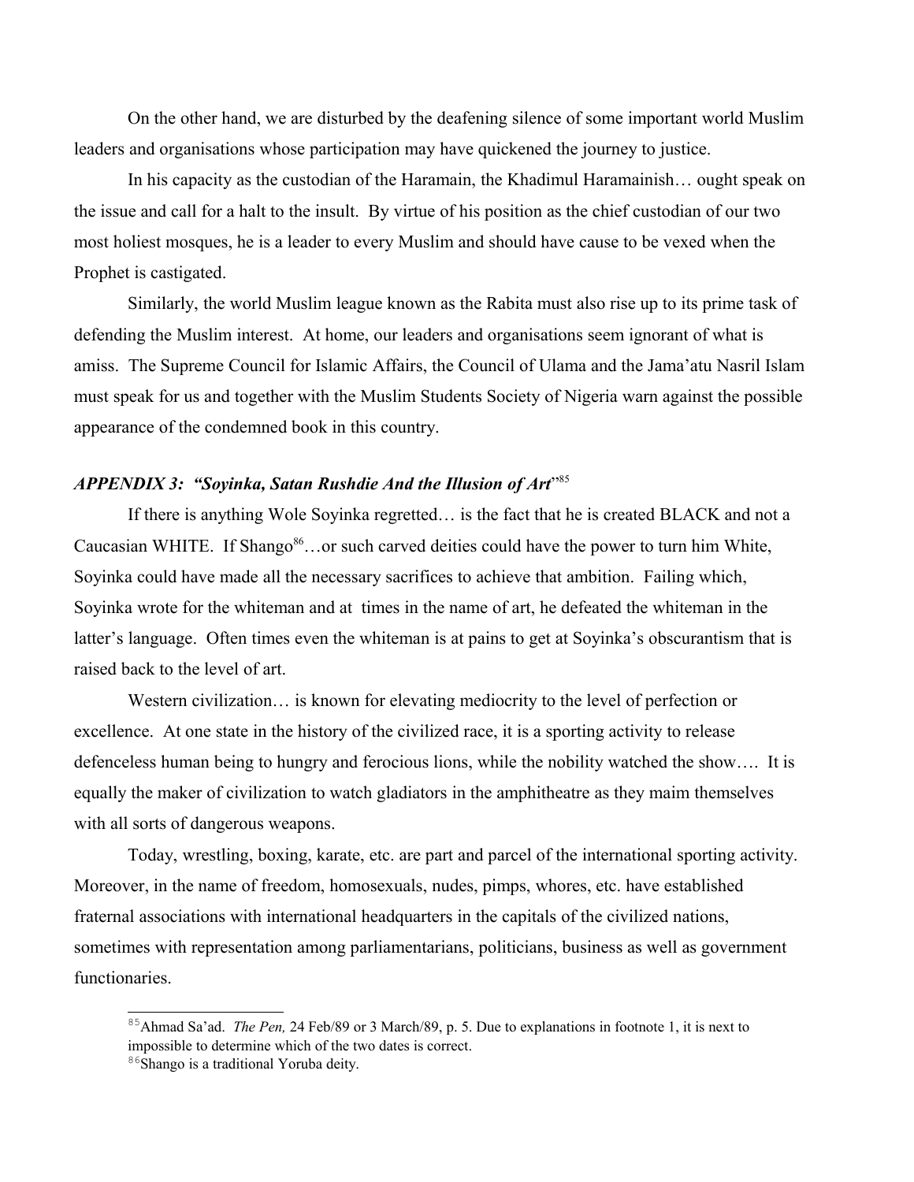On the other hand, we are disturbed by the deafening silence of some important world Muslim leaders and organisations whose participation may have quickened the journey to justice.

In his capacity as the custodian of the Haramain, the Khadimul Haramainish… ought speak on the issue and call for a halt to the insult. By virtue of his position as the chief custodian of our two most holiest mosques, he is a leader to every Muslim and should have cause to be vexed when the Prophet is castigated.

Similarly, the world Muslim league known as the Rabita must also rise up to its prime task of defending the Muslim interest. At home, our leaders and organisations seem ignorant of what is amiss. The Supreme Council for Islamic Affairs, the Council of Ulama and the Jama'atu Nasril Islam must speak for us and together with the Muslim Students Society of Nigeria warn against the possible appearance of the condemned book in this country.

### *APPENDIX 3: "Soyinka, Satan Rushdie And the Illusion of Art*"[85]

If there is anything Wole Soyinka regretted… is the fact that he is created BLACK and not a Caucasian WHITE. If Shango[86]…or such carved deities could have the power to turn him White, Soyinka could have made all the necessary sacrifices to achieve that ambition. Failing which, Soyinka wrote for the whiteman and at times in the name of art, he defeated the whiteman in the latter's language. Often times even the whiteman is at pains to get at Soyinka's obscurantism that is raised back to the level of art.

Western civilization… is known for elevating mediocrity to the level of perfection or excellence. At one state in the history of the civilized race, it is a sporting activity to release defenceless human being to hungry and ferocious lions, while the nobility watched the show…. It is equally the maker of civilization to watch gladiators in the amphitheatre as they maim themselves with all sorts of dangerous weapons.

Today, wrestling, boxing, karate, etc. are part and parcel of the international sporting activity. Moreover, in the name of freedom, homosexuals, nudes, pimps, whores, etc. have established fraternal associations with international headquarters in the capitals of the civilized nations, sometimes with representation among parliamentarians, politicians, business as well as government functionaries.

---

[85] Ahmad Sa'ad. *The Pen,* 24 Feb/89 or 3 March/89, p. 5. Due to explanations in footnote 1, it is next to impossible to determine which of the two dates is correct.

[86] Shango is a traditional Yoruba deity.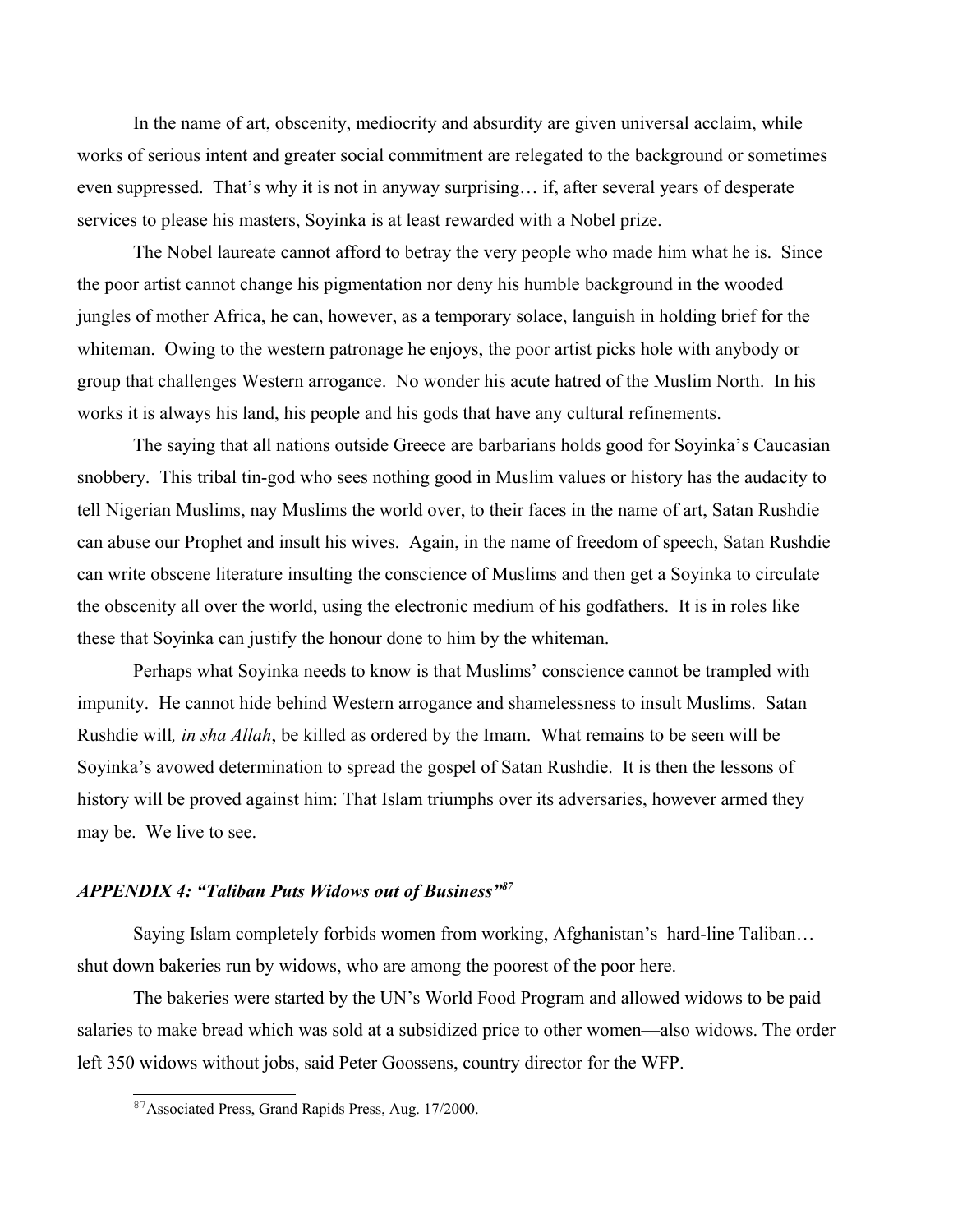In the name of art, obscenity, mediocrity and absurdity are given universal acclaim, while works of serious intent and greater social commitment are relegated to the background or sometimes even suppressed. That's why it is not in anyway surprising… if, after several years of desperate services to please his masters, Soyinka is at least rewarded with a Nobel prize.

The Nobel laureate cannot afford to betray the very people who made him what he is. Since the poor artist cannot change his pigmentation nor deny his humble background in the wooded jungles of mother Africa, he can, however, as a temporary solace, languish in holding brief for the whiteman. Owing to the western patronage he enjoys, the poor artist picks hole with anybody or group that challenges Western arrogance. No wonder his acute hatred of the Muslim North. In his works it is always his land, his people and his gods that have any cultural refinements.

The saying that all nations outside Greece are barbarians holds good for Soyinka's Caucasian snobbery. This tribal tin-god who sees nothing good in Muslim values or history has the audacity to tell Nigerian Muslims, nay Muslims the world over, to their faces in the name of art, Satan Rushdie can abuse our Prophet and insult his wives. Again, in the name of freedom of speech, Satan Rushdie can write obscene literature insulting the conscience of Muslims and then get a Soyinka to circulate the obscenity all over the world, using the electronic medium of his godfathers. It is in roles like these that Soyinka can justify the honour done to him by the whiteman.

Perhaps what Soyinka needs to know is that Muslims' conscience cannot be trampled with impunity. He cannot hide behind Western arrogance and shamelessness to insult Muslims. Satan Rushdie will*, in sha Allah*, be killed as ordered by the Imam. What remains to be seen will be Soyinka's avowed determination to spread the gospel of Satan Rushdie. It is then the lessons of history will be proved against him: That Islam triumphs over its adversaries, however armed they may be. We live to see.

### *APPENDIX 4: "Taliban Puts Widows out of Business"*[87]

Saying Islam completely forbids women from working, Afghanistan's hard-line Taliban… shut down bakeries run by widows, who are among the poorest of the poor here.

The bakeries were started by the UN's World Food Program and allowed widows to be paid salaries to make bread which was sold at a subsidized price to other women—also widows. The order left 350 widows without jobs, said Peter Goossens, country director for the WFP.

[87] Associated Press, Grand Rapids Press, Aug. 17/2000.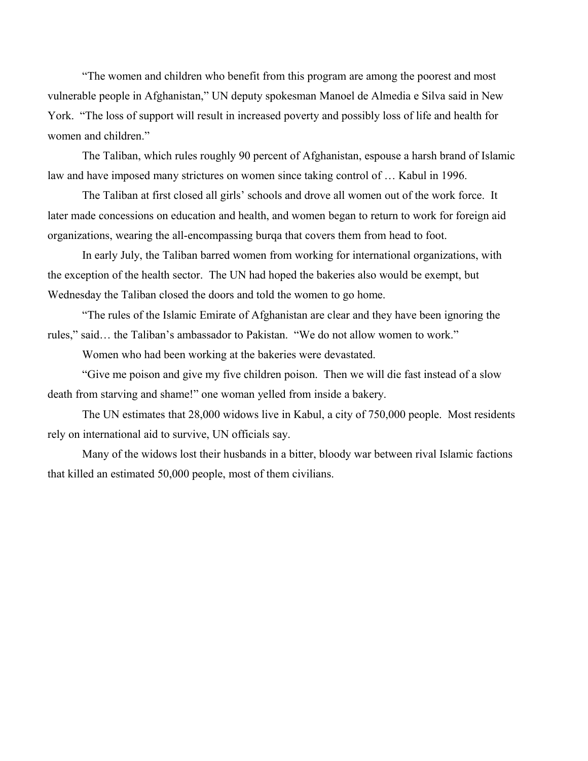"The women and children who benefit from this program are among the poorest and most vulnerable people in Afghanistan," UN deputy spokesman Manoel de Almedia e Silva said in New York. "The loss of support will result in increased poverty and possibly loss of life and health for women and children."

The Taliban, which rules roughly 90 percent of Afghanistan, espouse a harsh brand of Islamic law and have imposed many strictures on women since taking control of … Kabul in 1996.

The Taliban at first closed all girls' schools and drove all women out of the work force. It later made concessions on education and health, and women began to return to work for foreign aid organizations, wearing the all-encompassing burqa that covers them from head to foot.

In early July, the Taliban barred women from working for international organizations, with the exception of the health sector. The UN had hoped the bakeries also would be exempt, but Wednesday the Taliban closed the doors and told the women to go home.

"The rules of the Islamic Emirate of Afghanistan are clear and they have been ignoring the rules," said… the Taliban's ambassador to Pakistan. "We do not allow women to work."

Women who had been working at the bakeries were devastated.

"Give me poison and give my five children poison. Then we will die fast instead of a slow death from starving and shame!" one woman yelled from inside a bakery.

The UN estimates that 28,000 widows live in Kabul, a city of 750,000 people. Most residents rely on international aid to survive, UN officials say.

Many of the widows lost their husbands in a bitter, bloody war between rival Islamic factions that killed an estimated 50,000 people, most of them civilians.